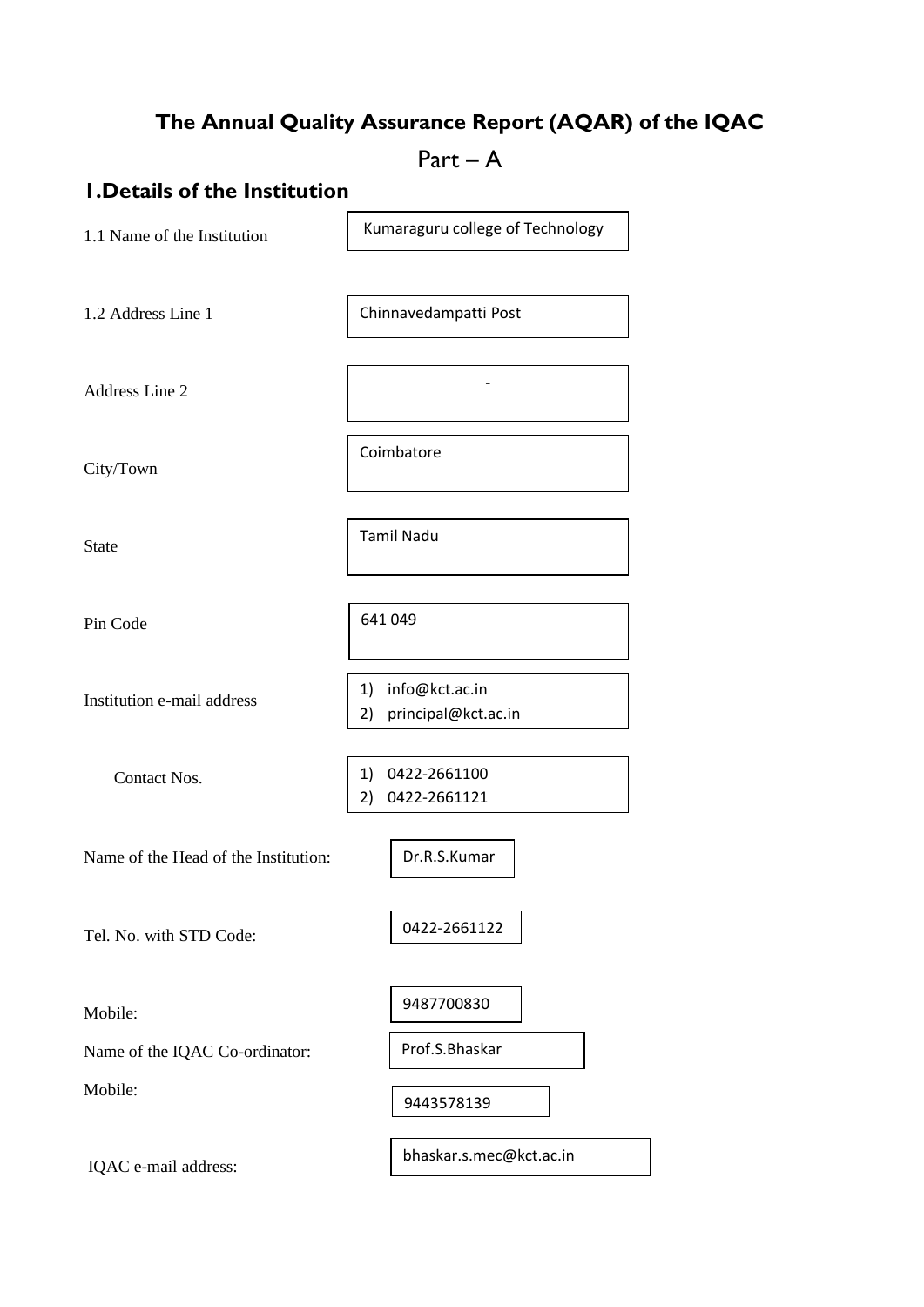# The Annual Quality Assurance Report (AQAR) of the IQAC

## Part – A

## 1.Details of the Institution

| | |
|---|---|
| 1.1 Name of the Institution | Kumaraguru college of Technology |
| 1.2 Address Line 1 | Chinnavedampatti Post |
| Address Line 2 | - |
| City/Town | Coimbatore |
| State | Tamil Nadu |
| Pin Code | 641 049 |
| Institution e-mail address | 1) info@kct.ac.in<br>2) principal@kct.ac.in |
| Contact Nos. | 1) 0422-2661100<br>2) 0422-2661121 |
| Name of the Head of the Institution: | Dr.R.S.Kumar |
| Tel. No. with STD Code: | 0422-2661122 |
| Mobile: | 9487700830 |
| Name of the IQAC Co-ordinator: | Prof.S.Bhaskar |
| Mobile: | 9443578139 |
| IQAC e-mail address: | bhaskar.s.mec@kct.ac.in |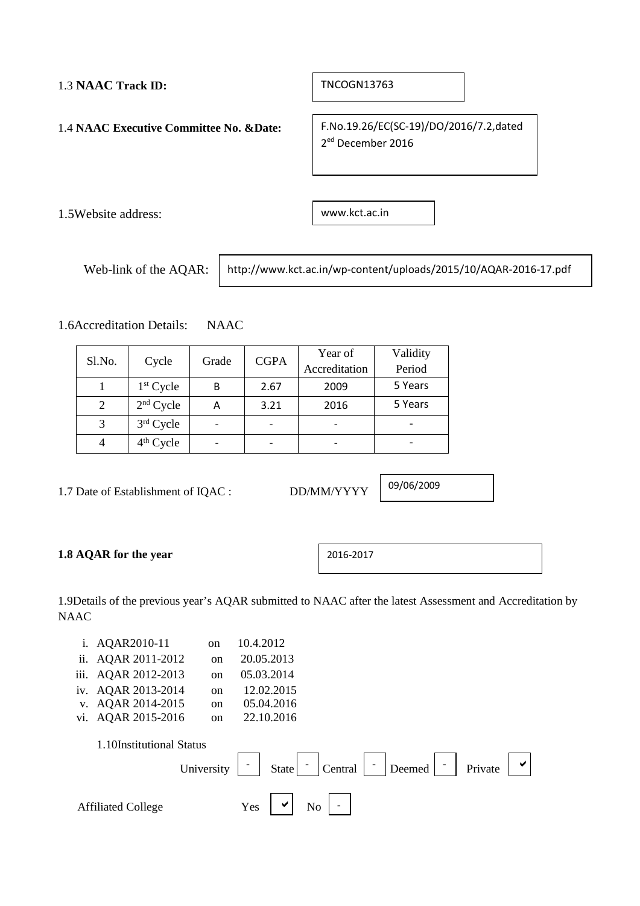1.3 **NAAC Track ID:** TNCOGN13763

1.4 **NAAC Executive Committee No. &Date:** F.No.19.26/EC(SC-19)/DO/2016/7.2,dated 2[ed] December 2016

1.5Website address: www.kct.ac.in

Web-link of the AQAR: http://www.kct.ac.in/wp-content/uploads/2015/10/AQAR-2016-17.pdf

1.6Accreditation Details: NAAC

| Sl.No. | Cycle | Grade | CGPA | Year of Accreditation | Validity Period |
|---|---|---|---|---|---|
| 1 | 1[st] Cycle | B | 2.67 | 2009 | 5 Years |
| 2 | 2[nd] Cycle | A | 3.21 | 2016 | 5 Years |
| 3 | 3[rd] Cycle | - | - | - | - |
| 4 | 4[th] Cycle | - | - | - | - |

1.7 Date of Establishment of IQAC : DD/MM/YYYY 09/06/2009

**1.8 AQAR for the year** 2016-2017

1.9Details of the previous year's AQAR submitted to NAAC after the latest Assessment and Accreditation by NAAC

i. AQAR2010-11 on 10.4.2012
ii. AQAR 2011-2012 on 20.05.2013
iii. AQAR 2012-2013 on 05.03.2014
iv. AQAR 2013-2014 on 12.02.2015
v. AQAR 2014-2015 on 05.04.2016
vi. AQAR 2015-2016 on 22.10.2016

1.10Institutional Status

University - State - Central - Deemed - Private ✔

Affiliated College Yes ✔ No -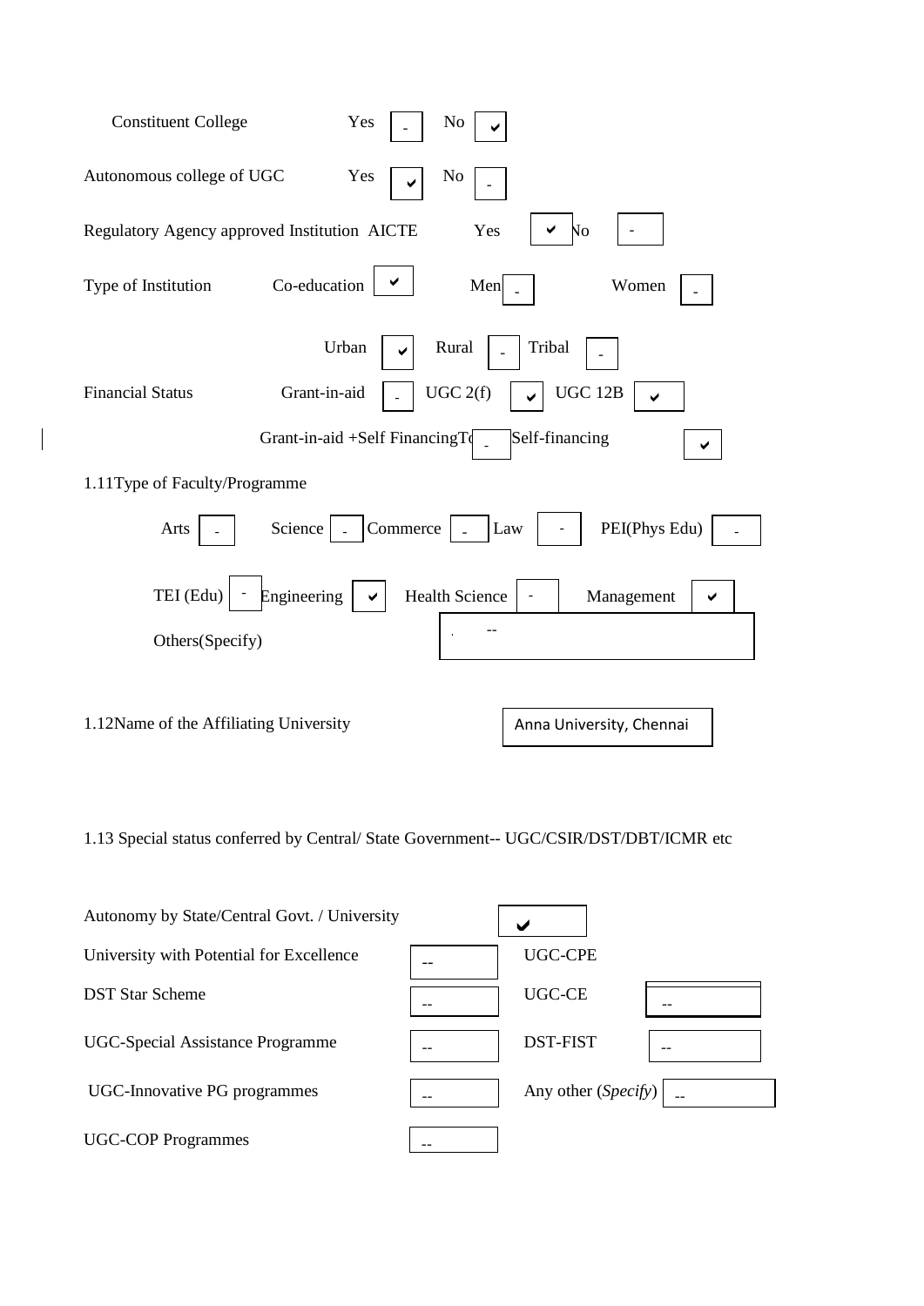Constituent College Yes - No ✔

Autonomous college of UGC Yes ✔ No -

Regulatory Agency approved Institution AICTE Yes ✔ No -

Type of Institution Co-education ✔ Men - Women -

Urban ✔ Rural - Tribal -

Financial Status Grant-in-aid - UGC 2(f) ✔ UGC 12B ✔

Grant-in-aid +Self Financing - Self-financing ✔

1.11 Type of Faculty/Programme

Arts - Science - Commerce - Law - PEI(Phys Edu) -

TEI (Edu) - Engineering ✔ Health Science - Management ✔

Others(Specify) --

1.12 Name of the Affiliating University: Anna University, Chennai

1.13 Special status conferred by Central/ State Government-- UGC/CSIR/DST/DBT/ICMR etc

| | | | |
|---|---|---|---|
| Autonomy by State/Central Govt. / University | ✔ | | |
| University with Potential for Excellence | -- | UGC-CPE | |
| DST Star Scheme | -- | UGC-CE | -- |
| UGC-Special Assistance Programme | -- | DST-FIST | -- |
| UGC-Innovative PG programmes | -- | Any other (*Specify*) | -- |
| UGC-COP Programmes | -- | | |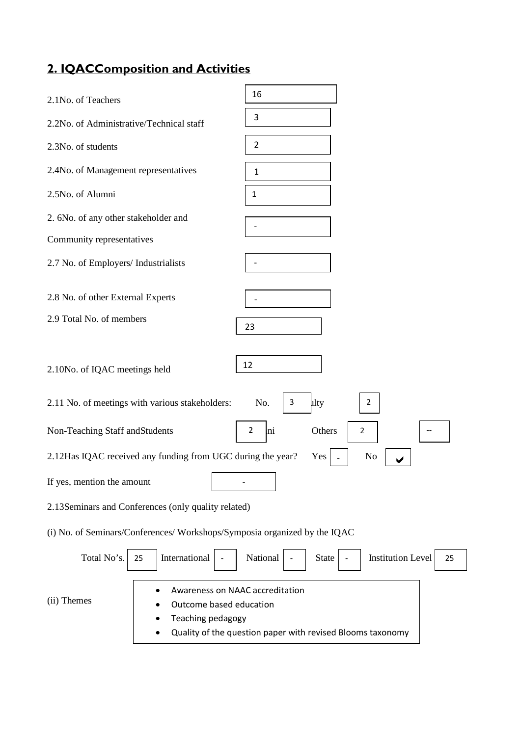## 2. IQACComposition and Activities

| | |
|---|---|
| 2.1No. of Teachers | 16 |
| 2.2No. of Administrative/Technical staff | 3 |
| 2.3No. of students | 2 |
| 2.4No. of Management representatives | 1 |
| 2.5No. of Alumni | 1 |
| 2. 6No. of any other stakeholder and Community representatives | - |
| 2.7 No. of Employers/ Industrialists | - |
| 2.8 No. of other External Experts | - |
| 2.9 Total No. of members | 23 |
| 2.10No. of IQAC meetings held | 12 |

2.11 No. of meetings with various stakeholders: No. 3 ulty 2

Non-Teaching Staff andStudents 2 ni Others 2 --

2.12Has IQAC received any funding from UGC during the year? Yes - No ✔

If yes, mention the amount -

2.13Seminars and Conferences (only quality related)

(i) No. of Seminars/Conferences/ Workshops/Symposia organized by the IQAC

| Total No's. | International | National | State | Institution Level |
|---|---|---|---|---|
| 25 | - | - | - | 25 |

(ii) Themes

- Awareness on NAAC accreditation
- Outcome based education
- Teaching pedagogy
- Quality of the question paper with revised Blooms taxonomy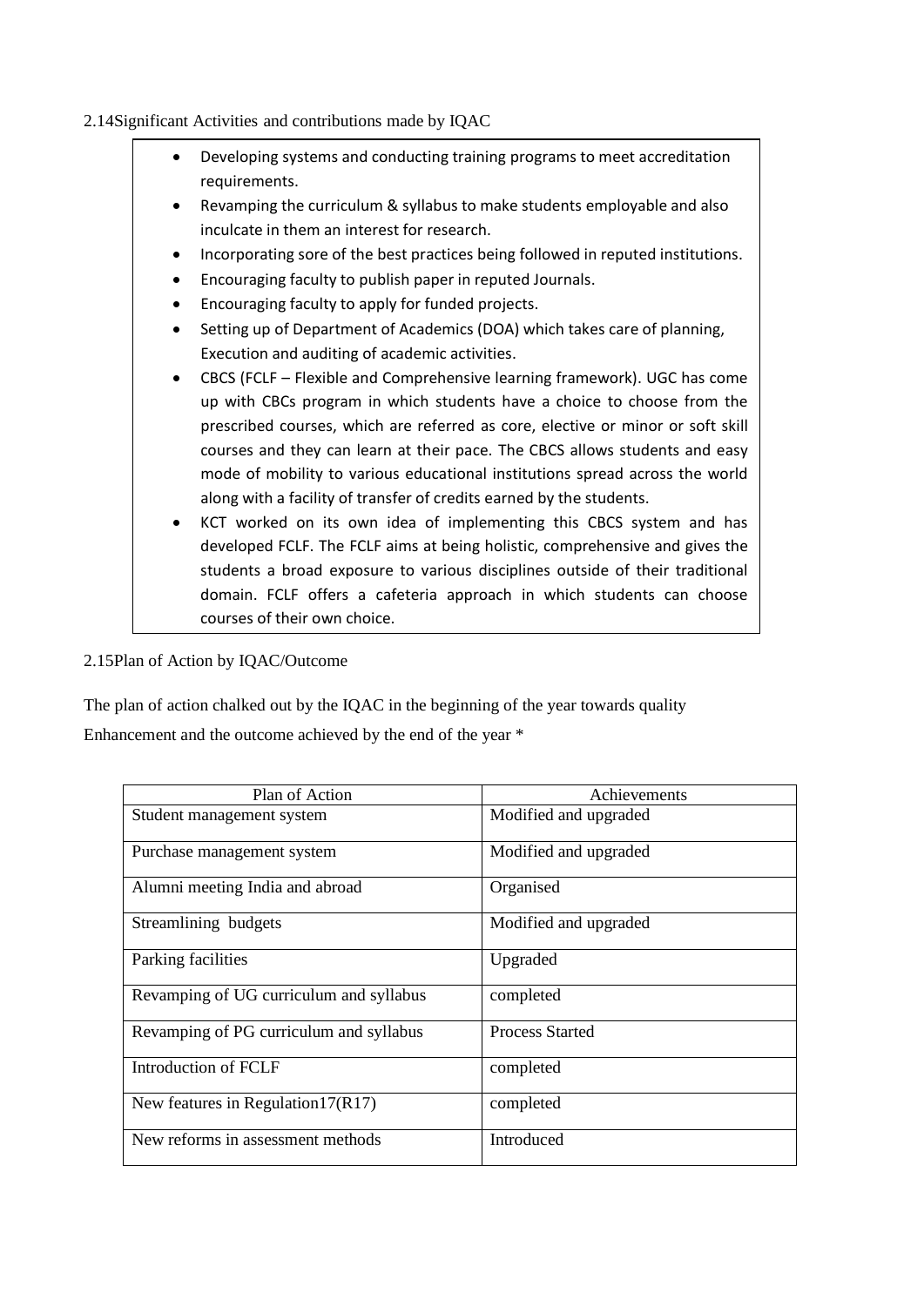2.14Significant Activities and contributions made by IQAC

- Developing systems and conducting training programs to meet accreditation requirements.
- Revamping the curriculum & syllabus to make students employable and also inculcate in them an interest for research.
- Incorporating sore of the best practices being followed in reputed institutions.
- Encouraging faculty to publish paper in reputed Journals.
- Encouraging faculty to apply for funded projects.
- Setting up of Department of Academics (DOA) which takes care of planning, Execution and auditing of academic activities.
- CBCS (FCLF – Flexible and Comprehensive learning framework). UGC has come up with CBCs program in which students have a choice to choose from the prescribed courses, which are referred as core, elective or minor or soft skill courses and they can learn at their pace. The CBCS allows students and easy mode of mobility to various educational institutions spread across the world along with a facility of transfer of credits earned by the students.
- KCT worked on its own idea of implementing this CBCS system and has developed FCLF. The FCLF aims at being holistic, comprehensive and gives the students a broad exposure to various disciplines outside of their traditional domain. FCLF offers a cafeteria approach in which students can choose courses of their own choice.

2.15Plan of Action by IQAC/Outcome

The plan of action chalked out by the IQAC in the beginning of the year towards quality Enhancement and the outcome achieved by the end of the year *

| Plan of Action | Achievements |
|---|---|
| Student management system | Modified and upgraded |
| Purchase management system | Modified and upgraded |
| Alumni meeting India and abroad | Organised |
| Streamlining budgets | Modified and upgraded |
| Parking facilities | Upgraded |
| Revamping of UG curriculum and syllabus | completed |
| Revamping of PG curriculum and syllabus | Process Started |
| Introduction of FCLF | completed |
| New features in Regulation17(R17) | completed |
| New reforms in assessment methods | Introduced |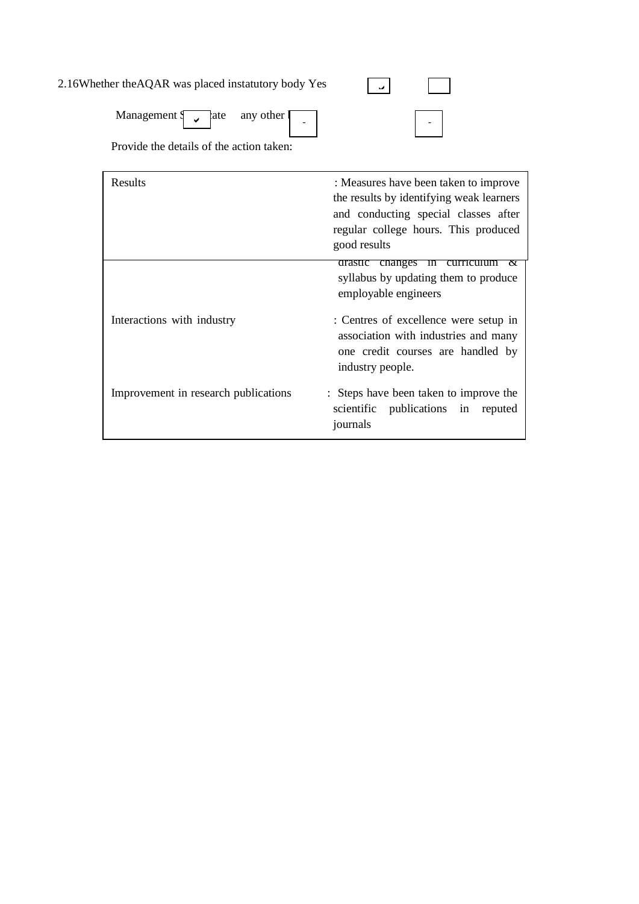2.16 Whether the AQAR was placed in statutory body Yes ✓ No

Management ✓ Syndicate any other body -

Provide the details of the action taken:

| | |
|---|---|
| Results | : Measures have been taken to improve the results by identifying weak learners and conducting special classes after regular college hours. This produced good results |
| | drastic changes in curriculum & syllabus by updating them to produce employable engineers |
| Interactions with industry | : Centres of excellence were setup in association with industries and many one credit courses are handled by industry people. |
| Improvement in research publications | : Steps have been taken to improve the scientific publications in reputed journals |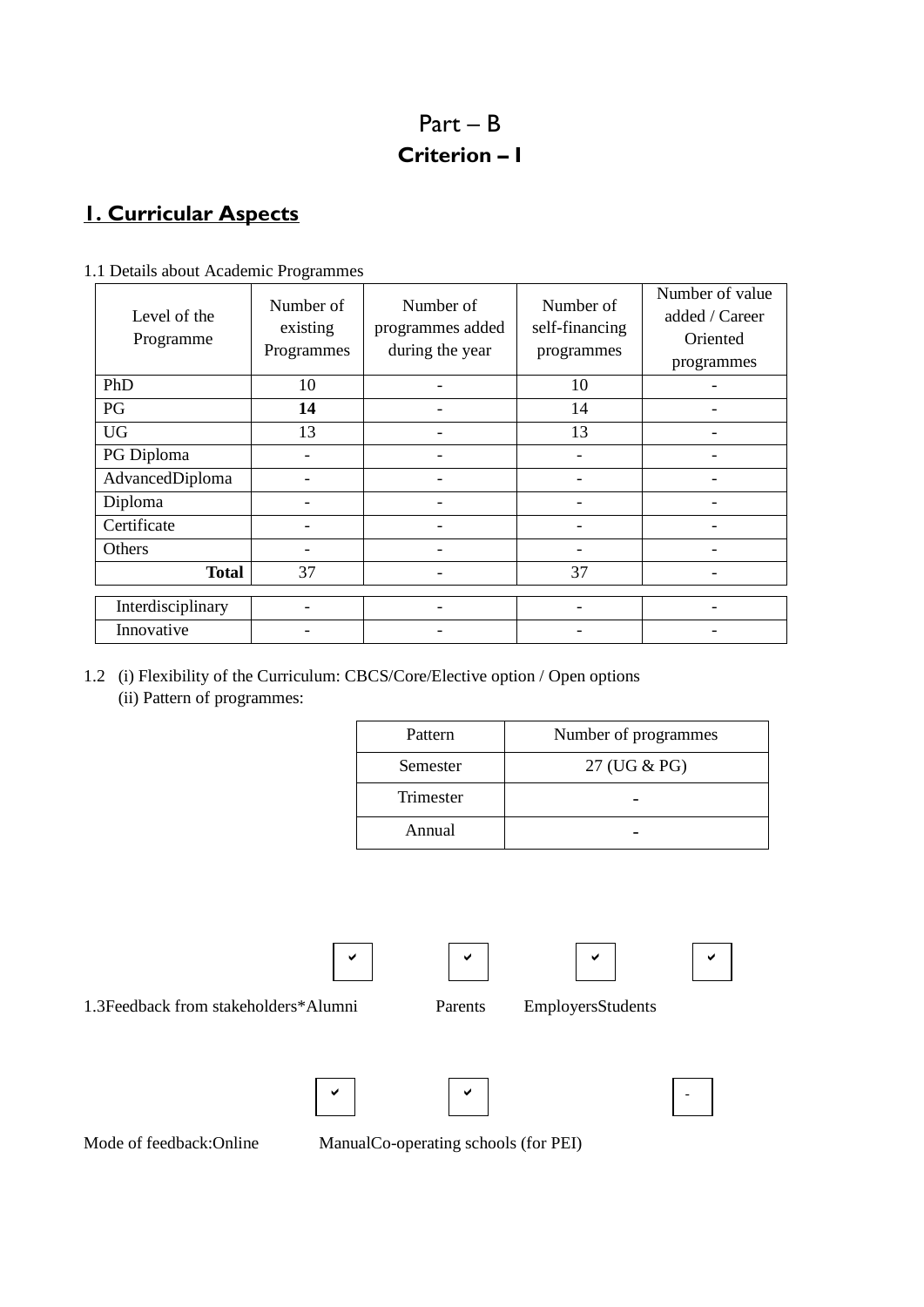# Part – B

## Criterion – I

## 1. Curricular Aspects

1.1 Details about Academic Programmes

| Level of the Programme | Number of existing Programmes | Number of programmes added during the year | Number of self-financing programmes | Number of value added / Career Oriented programmes |
|---|---|---|---|---|
| PhD | 10 | - | 10 | - |
| PG | **14** | - | 14 | - |
| UG | 13 | - | 13 | - |
| PG Diploma | - | - | - | - |
| AdvancedDiploma | - | - | - | - |
| Diploma | - | - | - | - |
| Certificate | - | - | - | - |
| Others | - | - | - | - |
| **Total** | 37 | - | 37 | - |
| Interdisciplinary | - | - | - | - |
| Innovative | - | - | - | - |

1.2 (i) Flexibility of the Curriculum: CBCS/Core/Elective option / Open options
(ii) Pattern of programmes:

| Pattern | Number of programmes |
|---|---|
| Semester | 27 (UG & PG) |
| Trimester | - |
| Annual | - |

1.3Feedback from stakeholders*Alumni ✔ Parents ✔ Employers ✔ Students ✔

Mode of feedback:Online ✔ Manual ✔ Co-operating schools (for PEI) -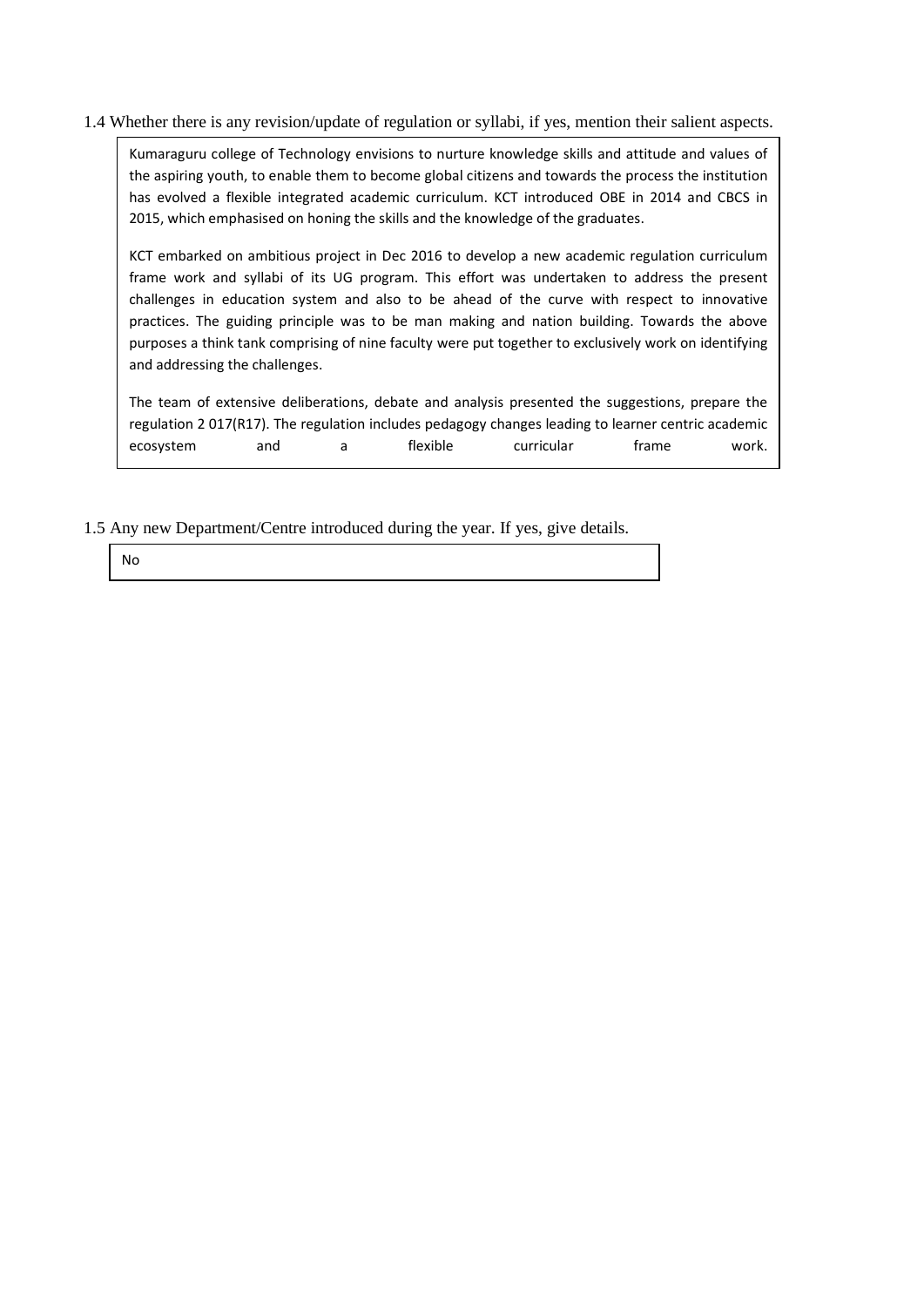1.4 Whether there is any revision/update of regulation or syllabi, if yes, mention their salient aspects.

Kumaraguru college of Technology envisions to nurture knowledge skills and attitude and values of the aspiring youth, to enable them to become global citizens and towards the process the institution has evolved a flexible integrated academic curriculum. KCT introduced OBE in 2014 and CBCS in 2015, which emphasised on honing the skills and the knowledge of the graduates.

KCT embarked on ambitious project in Dec 2016 to develop a new academic regulation curriculum frame work and syllabi of its UG program. This effort was undertaken to address the present challenges in education system and also to be ahead of the curve with respect to innovative practices. The guiding principle was to be man making and nation building. Towards the above purposes a think tank comprising of nine faculty were put together to exclusively work on identifying and addressing the challenges.

The team of extensive deliberations, debate and analysis presented the suggestions, prepare the regulation 2 017(R17). The regulation includes pedagogy changes leading to learner centric academic ecosystem and a flexible curricular frame work.

1.5 Any new Department/Centre introduced during the year. If yes, give details.

No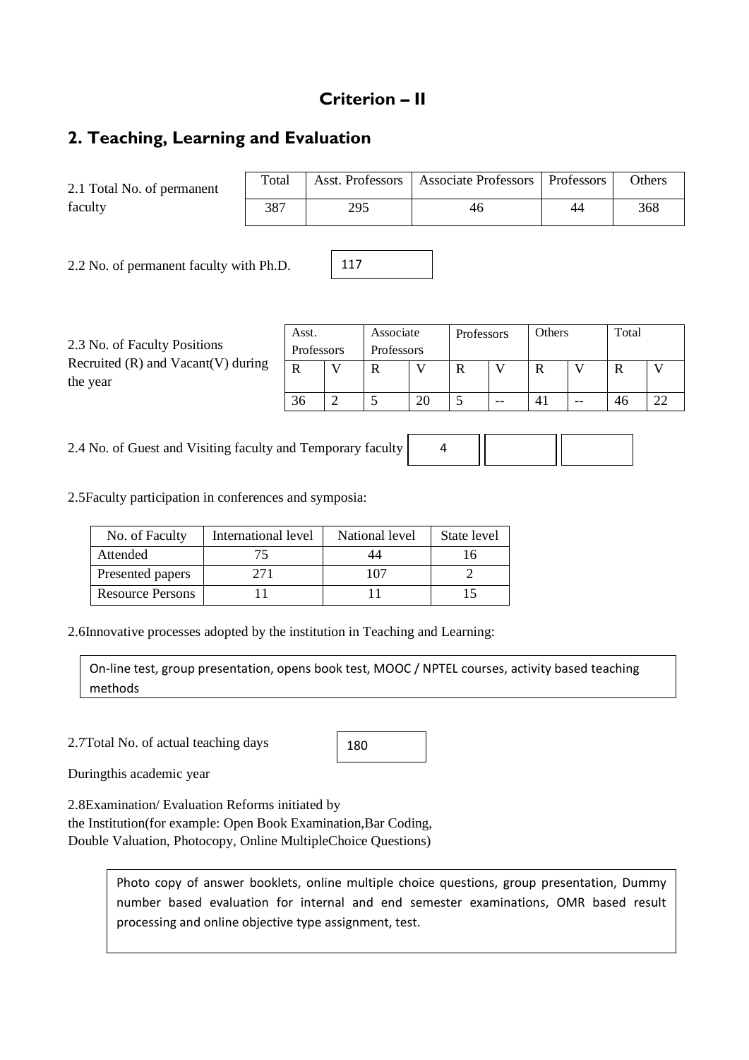# Criterion – II

## 2. Teaching, Learning and Evaluation

2.1 Total No. of permanent faculty

| Total | Asst. Professors | Associate Professors | Professors | Others |
|---|---|---|---|---|
| 387 | 295 | 46 | 44 | 368 |

2.2 No. of permanent faculty with Ph.D. 117

2.3 No. of Faculty Positions Recruited (R) and Vacant(V) during the year

| Asst. Professors | | Associate Professors | | Professors | | Others | | Total | |
|---|---|---|---|---|---|---|---|---|---|
| R | V | R | V | R | V | R | V | R | V |
| 36 | 2 | 5 | 20 | 5 | -- | 41 | -- | 46 | 22 |

2.4 No. of Guest and Visiting faculty and Temporary faculty 4

2.5Faculty participation in conferences and symposia:

| No. of Faculty | International level | National level | State level |
|---|---|---|---|
| Attended | 75 | 44 | 16 |
| Presented papers | 271 | 107 | 2 |
| Resource Persons | 11 | 11 | 15 |

2.6Innovative processes adopted by the institution in Teaching and Learning:

On-line test, group presentation, opens book test, MOOC / NPTEL courses, activity based teaching methods

2.7Total No. of actual teaching days 180

Duringthis academic year

2.8Examination/ Evaluation Reforms initiated by the Institution(for example: Open Book Examination,Bar Coding, Double Valuation, Photocopy, Online MultipleChoice Questions)

Photo copy of answer booklets, online multiple choice questions, group presentation, Dummy number based evaluation for internal and end semester examinations, OMR based result processing and online objective type assignment, test.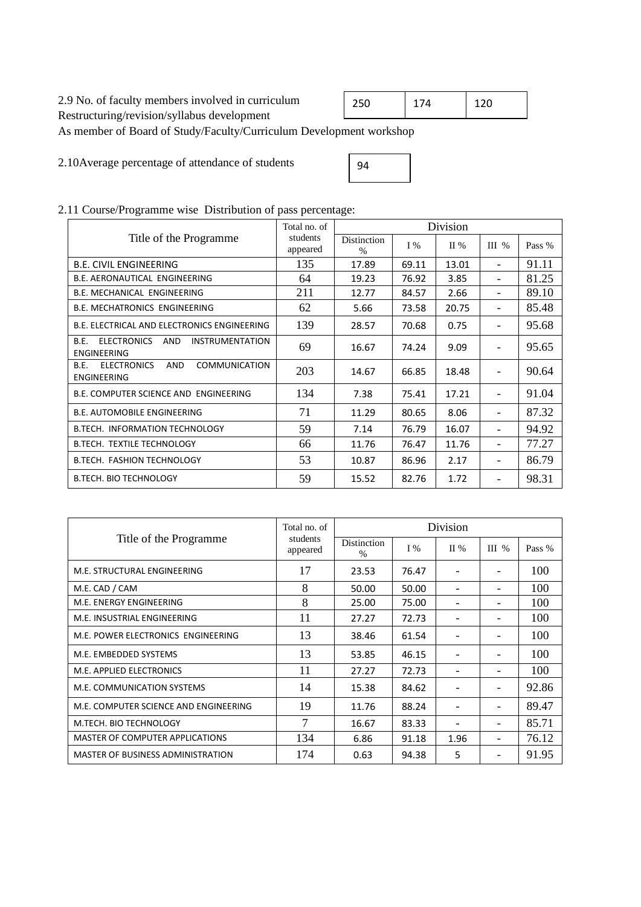2.9 No. of faculty members involved in curriculum Restructuring/revision/syllabus development

| 250 | 174 | 120 |
|---|---|---|

As member of Board of Study/Faculty/Curriculum Development workshop

2.10Average percentage of attendance of students

| 94 |
|---|

2.11 Course/Programme wise Distribution of pass percentage:

| Title of the Programme | Total no. of students appeared | Division | | | | |
|---|---|---|---|---|---|---|
| | | Distinction % | I % | II % | III % | Pass % |
| B.E. CIVIL ENGINEERING | 135 | 17.89 | 69.11 | 13.01 | - | 91.11 |
| B.E. AERONAUTICAL ENGINEERING | 64 | 19.23 | 76.92 | 3.85 | - | 81.25 |
| B.E. MECHANICAL ENGINEERING | 211 | 12.77 | 84.57 | 2.66 | - | 89.10 |
| B.E. MECHATRONICS ENGINEERING | 62 | 5.66 | 73.58 | 20.75 | - | 85.48 |
| B.E. ELECTRICAL AND ELECTRONICS ENGINEERING | 139 | 28.57 | 70.68 | 0.75 | - | 95.68 |
| B.E. ELECTRONICS AND INSTRUMENTATION ENGINEERING | 69 | 16.67 | 74.24 | 9.09 | - | 95.65 |
| B.E. ELECTRONICS AND COMMUNICATION ENGINEERING | 203 | 14.67 | 66.85 | 18.48 | - | 90.64 |
| B.E. COMPUTER SCIENCE AND ENGINEERING | 134 | 7.38 | 75.41 | 17.21 | - | 91.04 |
| B.E. AUTOMOBILE ENGINEERING | 71 | 11.29 | 80.65 | 8.06 | - | 87.32 |
| B.TECH. INFORMATION TECHNOLOGY | 59 | 7.14 | 76.79 | 16.07 | - | 94.92 |
| B.TECH. TEXTILE TECHNOLOGY | 66 | 11.76 | 76.47 | 11.76 | - | 77.27 |
| B.TECH. FASHION TECHNOLOGY | 53 | 10.87 | 86.96 | 2.17 | - | 86.79 |
| B.TECH. BIO TECHNOLOGY | 59 | 15.52 | 82.76 | 1.72 | - | 98.31 |

| Title of the Programme | Total no. of students appeared | Division | | | | |
|---|---|---|---|---|---|---|
| | | Distinction % | I % | II % | III % | Pass % |
| M.E. STRUCTURAL ENGINEERING | 17 | 23.53 | 76.47 | - | - | 100 |
| M.E. CAD / CAM | 8 | 50.00 | 50.00 | - | - | 100 |
| M.E. ENERGY ENGINEERING | 8 | 25.00 | 75.00 | - | - | 100 |
| M.E. INSUSTRIAL ENGINEERING | 11 | 27.27 | 72.73 | - | - | 100 |
| M.E. POWER ELECTRONICS ENGINEERING | 13 | 38.46 | 61.54 | - | - | 100 |
| M.E. EMBEDDED SYSTEMS | 13 | 53.85 | 46.15 | - | - | 100 |
| M.E. APPLIED ELECTRONICS | 11 | 27.27 | 72.73 | - | - | 100 |
| M.E. COMMUNICATION SYSTEMS | 14 | 15.38 | 84.62 | - | - | 92.86 |
| M.E. COMPUTER SCIENCE AND ENGINEERING | 19 | 11.76 | 88.24 | - | - | 89.47 |
| M.TECH. BIO TECHNOLOGY | 7 | 16.67 | 83.33 | - | - | 85.71 |
| MASTER OF COMPUTER APPLICATIONS | 134 | 6.86 | 91.18 | 1.96 | - | 76.12 |
| MASTER OF BUSINESS ADMINISTRATION | 174 | 0.63 | 94.38 | 5 | - | 91.95 |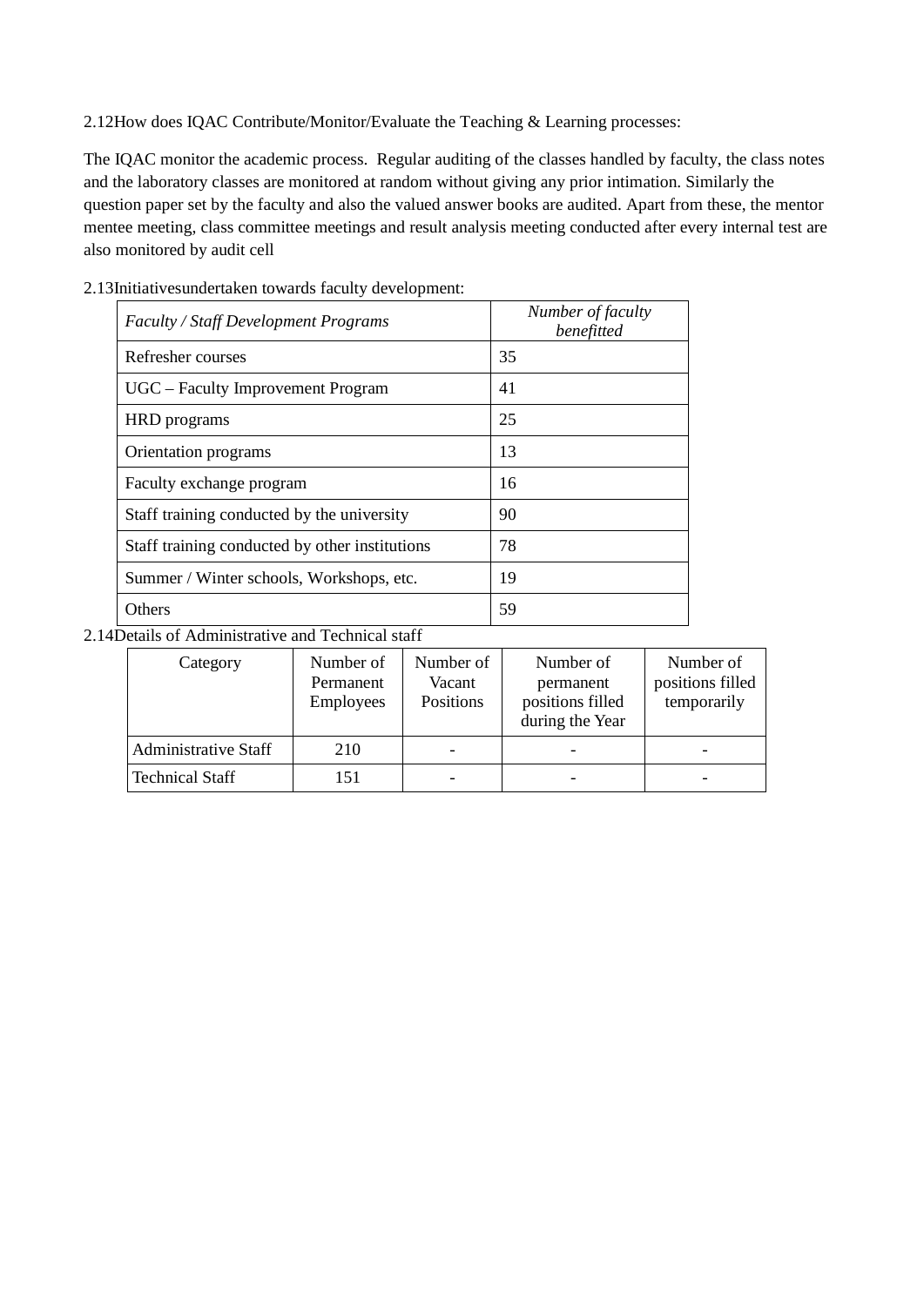2.12How does IQAC Contribute/Monitor/Evaluate the Teaching & Learning processes:

The IQAC monitor the academic process. Regular auditing of the classes handled by faculty, the class notes and the laboratory classes are monitored at random without giving any prior intimation. Similarly the question paper set by the faculty and also the valued answer books are audited. Apart from these, the mentor mentee meeting, class committee meetings and result analysis meeting conducted after every internal test are also monitored by audit cell

2.13Initiativesundertaken towards faculty development:

| *Faculty / Staff Development Programs* | *Number of faculty benefitted* |
|---|---|
| Refresher courses | 35 |
| UGC – Faculty Improvement Program | 41 |
| HRD programs | 25 |
| Orientation programs | 13 |
| Faculty exchange program | 16 |
| Staff training conducted by the university | 90 |
| Staff training conducted by other institutions | 78 |
| Summer / Winter schools, Workshops, etc. | 19 |
| Others | 59 |

2.14Details of Administrative and Technical staff

| Category | Number of Permanent Employees | Number of Vacant Positions | Number of permanent positions filled during the Year | Number of positions filled temporarily |
|---|---|---|---|---|
| Administrative Staff | 210 | - | - | - |
| Technical Staff | 151 | - | - | - |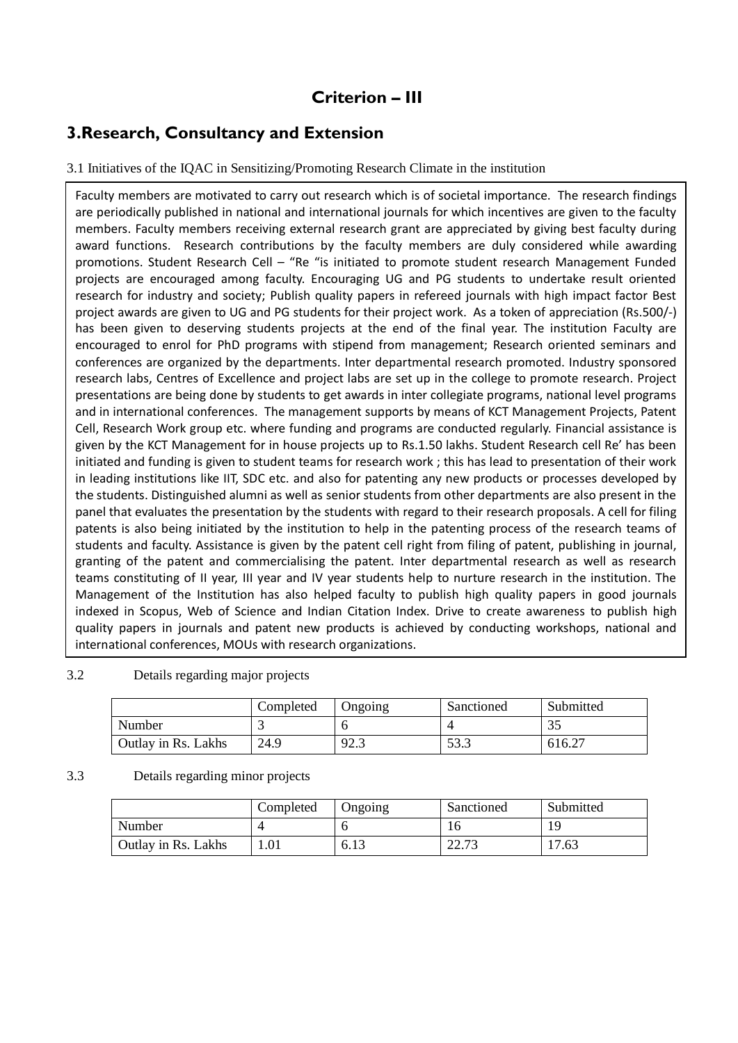# Criterion – III

## 3.Research, Consultancy and Extension

3.1 Initiatives of the IQAC in Sensitizing/Promoting Research Climate in the institution

Faculty members are motivated to carry out research which is of societal importance. The research findings are periodically published in national and international journals for which incentives are given to the faculty members. Faculty members receiving external research grant are appreciated by giving best faculty during award functions. Research contributions by the faculty members are duly considered while awarding promotions. Student Research Cell – "Re "is initiated to promote student research Management Funded projects are encouraged among faculty. Encouraging UG and PG students to undertake result oriented research for industry and society; Publish quality papers in refereed journals with high impact factor Best project awards are given to UG and PG students for their project work. As a token of appreciation (Rs.500/-) has been given to deserving students projects at the end of the final year. The institution Faculty are encouraged to enrol for PhD programs with stipend from management; Research oriented seminars and conferences are organized by the departments. Inter departmental research promoted. Industry sponsored research labs, Centres of Excellence and project labs are set up in the college to promote research. Project presentations are being done by students to get awards in inter collegiate programs, national level programs and in international conferences. The management supports by means of KCT Management Projects, Patent Cell, Research Work group etc. where funding and programs are conducted regularly. Financial assistance is given by the KCT Management for in house projects up to Rs.1.50 lakhs. Student Research cell Re' has been initiated and funding is given to student teams for research work ; this has lead to presentation of their work in leading institutions like IIT, SDC etc. and also for patenting any new products or processes developed by the students. Distinguished alumni as well as senior students from other departments are also present in the panel that evaluates the presentation by the students with regard to their research proposals. A cell for filing patents is also being initiated by the institution to help in the patenting process of the research teams of students and faculty. Assistance is given by the patent cell right from filing of patent, publishing in journal, granting of the patent and commercialising the patent. Inter departmental research as well as research teams constituting of II year, III year and IV year students help to nurture research in the institution. The Management of the Institution has also helped faculty to publish high quality papers in good journals indexed in Scopus, Web of Science and Indian Citation Index. Drive to create awareness to publish high quality papers in journals and patent new products is achieved by conducting workshops, national and international conferences, MOUs with research organizations.

3.2 Details regarding major projects

| | Completed | Ongoing | Sanctioned | Submitted |
|---|---|---|---|---|
| Number | 3 | 6 | 4 | 35 |
| Outlay in Rs. Lakhs | 24.9 | 92.3 | 53.3 | 616.27 |

3.3 Details regarding minor projects

| | Completed | Ongoing | Sanctioned | Submitted |
|---|---|---|---|---|
| Number | 4 | 6 | 16 | 19 |
| Outlay in Rs. Lakhs | 1.01 | 6.13 | 22.73 | 17.63 |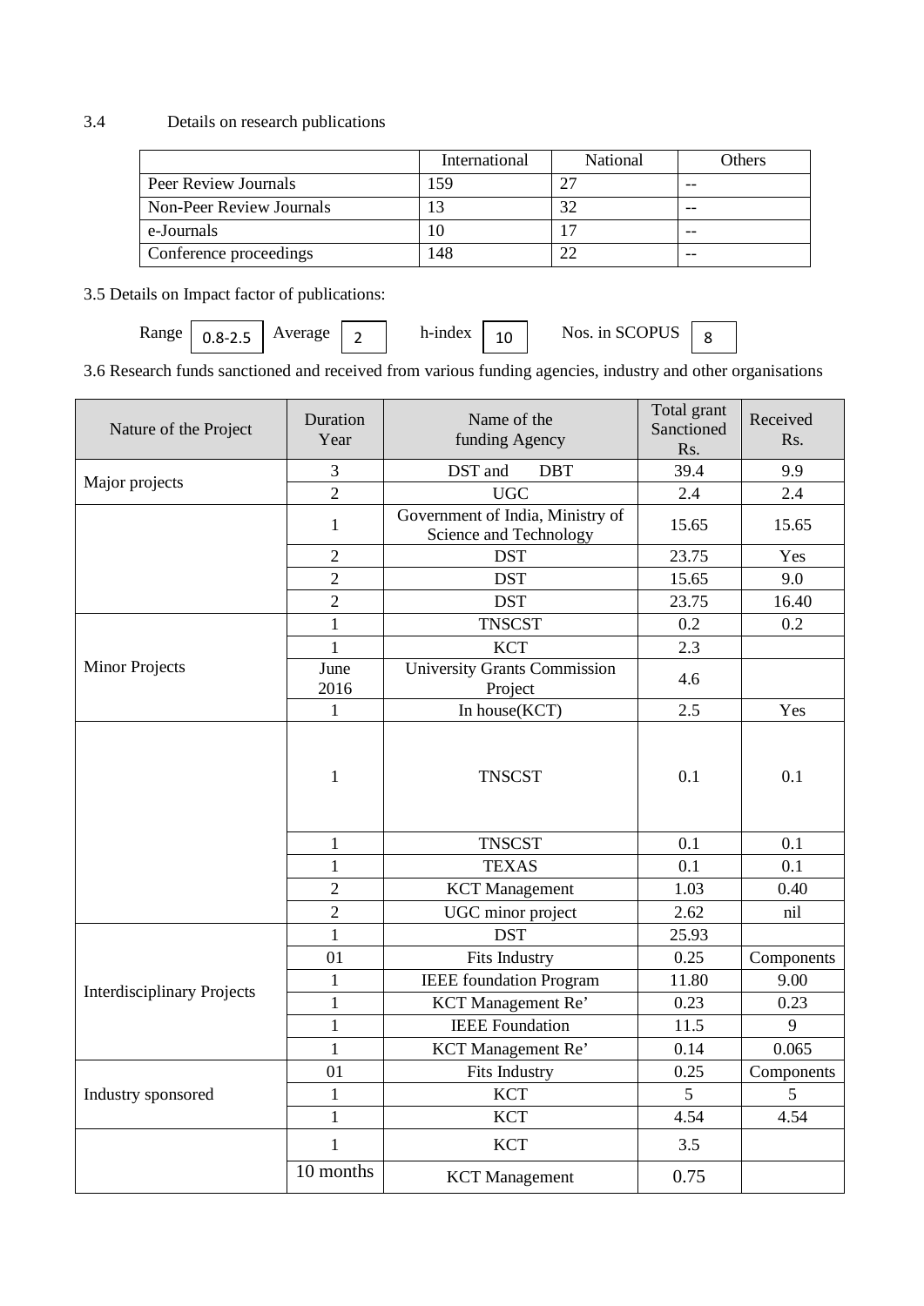3.4 Details on research publications

| | International | National | Others |
|---|---|---|---|
| Peer Review Journals | 159 | 27 | -- |
| Non-Peer Review Journals | 13 | 32 | -- |
| e-Journals | 10 | 17 | -- |
| Conference proceedings | 148 | 22 | -- |

3.5 Details on Impact factor of publications:

Range 0.8-2.5 Average 2 h-index 10 Nos. in SCOPUS 8

3.6 Research funds sanctioned and received from various funding agencies, industry and other organisations

| Nature of the Project | Duration Year | Name of the funding Agency | Total grant Sanctioned Rs. | Received Rs. |
|---|---|---|---|---|
| Major projects | 3 | DST and DBT | 39.4 | 9.9 |
| | 2 | UGC | 2.4 | 2.4 |
| | 1 | Government of India, Ministry of Science and Technology | 15.65 | 15.65 |
| | 2 | DST | 23.75 | Yes |
| | 2 | DST | 15.65 | 9.0 |
| | 2 | DST | 23.75 | 16.40 |
| Minor Projects | 1 | TNSCST | 0.2 | 0.2 |
| | 1 | KCT | 2.3 | |
| | June 2016 | University Grants Commission Project | 4.6 | |
| | 1 | In house(KCT) | 2.5 | Yes |
| | 1 | TNSCST | 0.1 | 0.1 |
| | 1 | TNSCST | 0.1 | 0.1 |
| | 1 | TEXAS | 0.1 | 0.1 |
| | 2 | KCT Management | 1.03 | 0.40 |
| | 2 | UGC minor project | 2.62 | nil |
| Interdisciplinary Projects | 1 | DST | 25.93 | |
| | 01 | Fits Industry | 0.25 | Components |
| | 1 | IEEE foundation Program | 11.80 | 9.00 |
| | 1 | KCT Management Re' | 0.23 | 0.23 |
| | 1 | IEEE Foundation | 11.5 | 9 |
| | 1 | KCT Management Re' | 0.14 | 0.065 |
| Industry sponsored | 01 | Fits Industry | 0.25 | Components |
| | 1 | KCT | 5 | 5 |
| | 1 | KCT | 4.54 | 4.54 |
| | 1 | KCT | 3.5 | |
| | 10 months | KCT Management | 0.75 | |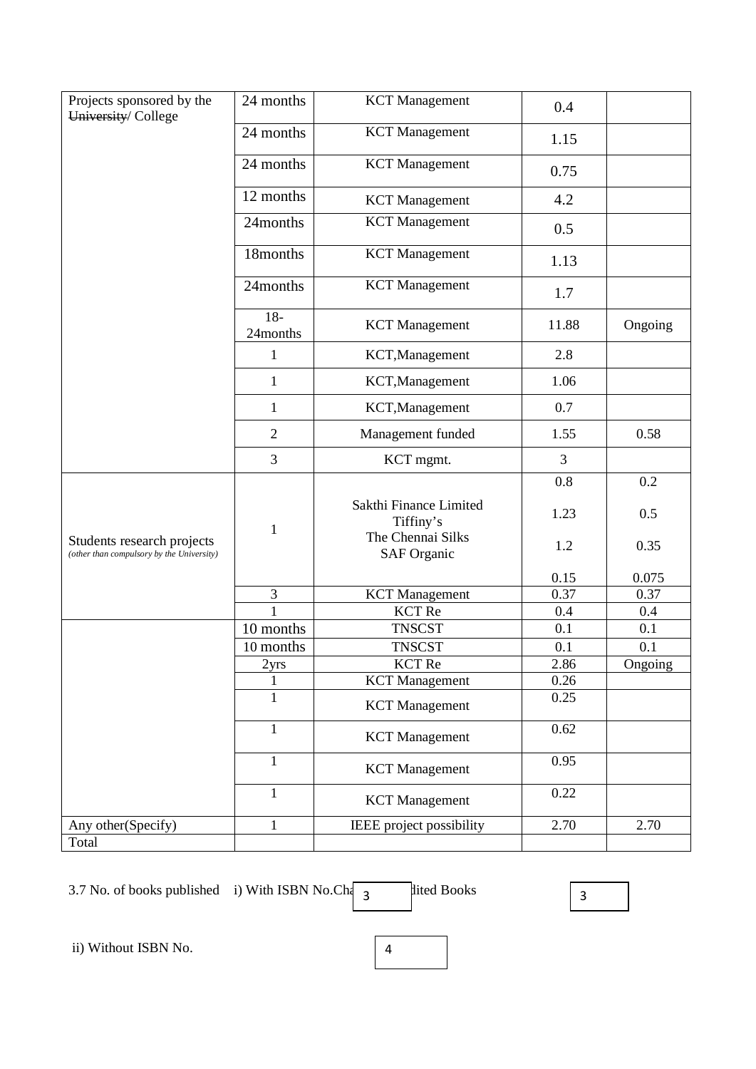| Projects sponsored by the ~~University~~/ College | 24 months | KCT Management | 0.4 | |
|---|---|---|---|---|
| | 24 months | KCT Management | 1.15 | |
| | 24 months | KCT Management | 0.75 | |
| | 12 months | KCT Management | 4.2 | |
| | 24months | KCT Management | 0.5 | |
| | 18months | KCT Management | 1.13 | |
| | 24months | KCT Management | 1.7 | |
| | 18-24months | KCT Management | 11.88 | Ongoing |
| | 1 | KCT,Management | 2.8 | |
| | 1 | KCT,Management | 1.06 | |
| | 1 | KCT,Management | 0.7 | |
| | 2 | Management funded | 1.55 | 0.58 |
| | 3 | KCT mgmt. | 3 | |
| Students research projects *(other than compulsory by the University)* | 1 | Sakthi Finance Limited<br>Tiffiny's<br>The Chennai Silks<br>SAF Organic | 0.8<br>1.23<br>1.2<br>0.15 | 0.2<br>0.5<br>0.35<br>0.075 |
| | 3 | KCT Management | 0.37 | 0.37 |
| | 1 | KCT Re | 0.4 | 0.4 |
| | 10 months | TNSCST | 0.1 | 0.1 |
| | 10 months | TNSCST | 0.1 | 0.1 |
| | 2yrs | KCT Re | 2.86 | Ongoing |
| | 1 | KCT Management | 0.26 | |
| | 1 | KCT Management | 0.25 | |
| | 1 | KCT Management | 0.62 | |
| | 1 | KCT Management | 0.95 | |
| | 1 | KCT Management | 0.22 | |
| Any other(Specify) | 1 | IEEE project possibility | 2.70 | 2.70 |
| Total | | | | |

3.7 No. of books published i) With ISBN No. 3 Chapters in Edited Books 3

ii) Without ISBN No. 4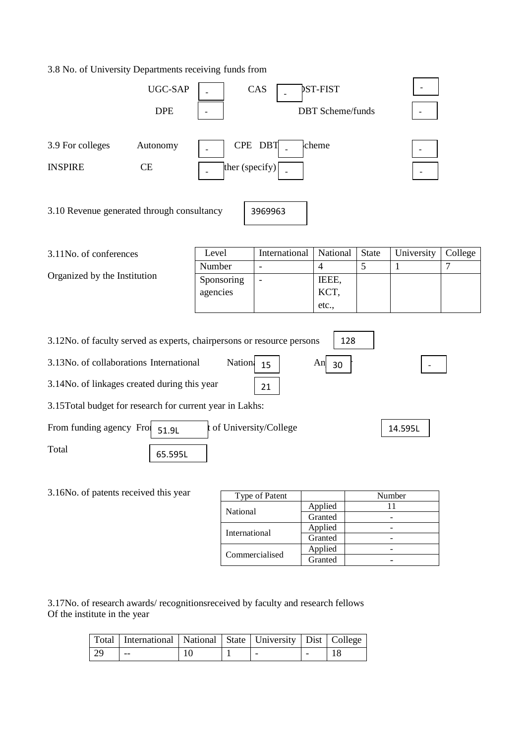3.8 No. of University Departments receiving funds from

UGC-SAP - CAS - DST-FIST -

DPE - DBT Scheme/funds -

3.9 For colleges Autonomy - CPE DBT - Scheme -

INSPIRE CE - Any Other (specify) - -

3.10 Revenue generated through consultancy 3969963

3.11No. of conferences Organized by the Institution

| Level | International | National | State | University | College |
|---|---|---|---|---|---|
| Number | - | 4 | 5 | 1 | 7 |
| Sponsoring agencies | - | IEEE, KCT, etc., | | | |

3.12No. of faculty served as experts, chairpersons or resource persons 128

3.13No. of collaborations International National 15 Any other 30 -

3.14No. of linkages created during this year 21

3.15Total budget for research for current year in Lakhs:

From funding agency From 51.9L Management of University/College 14.595L

Total 65.595L

3.16No. of patents received this year

| Type of Patent | | Number |
|---|---|---|
| National | Applied | 11 |
| | Granted | - |
| International | Applied | - |
| | Granted | - |
| Commercialised | Applied | - |
| | Granted | - |

3.17No. of research awards/ recognitionsreceived by faculty and research fellows Of the institute in the year

| Total | International | National | State | University | Dist | College |
|---|---|---|---|---|---|---|
| 29 | -- | 10 | 1 | - | - | 18 |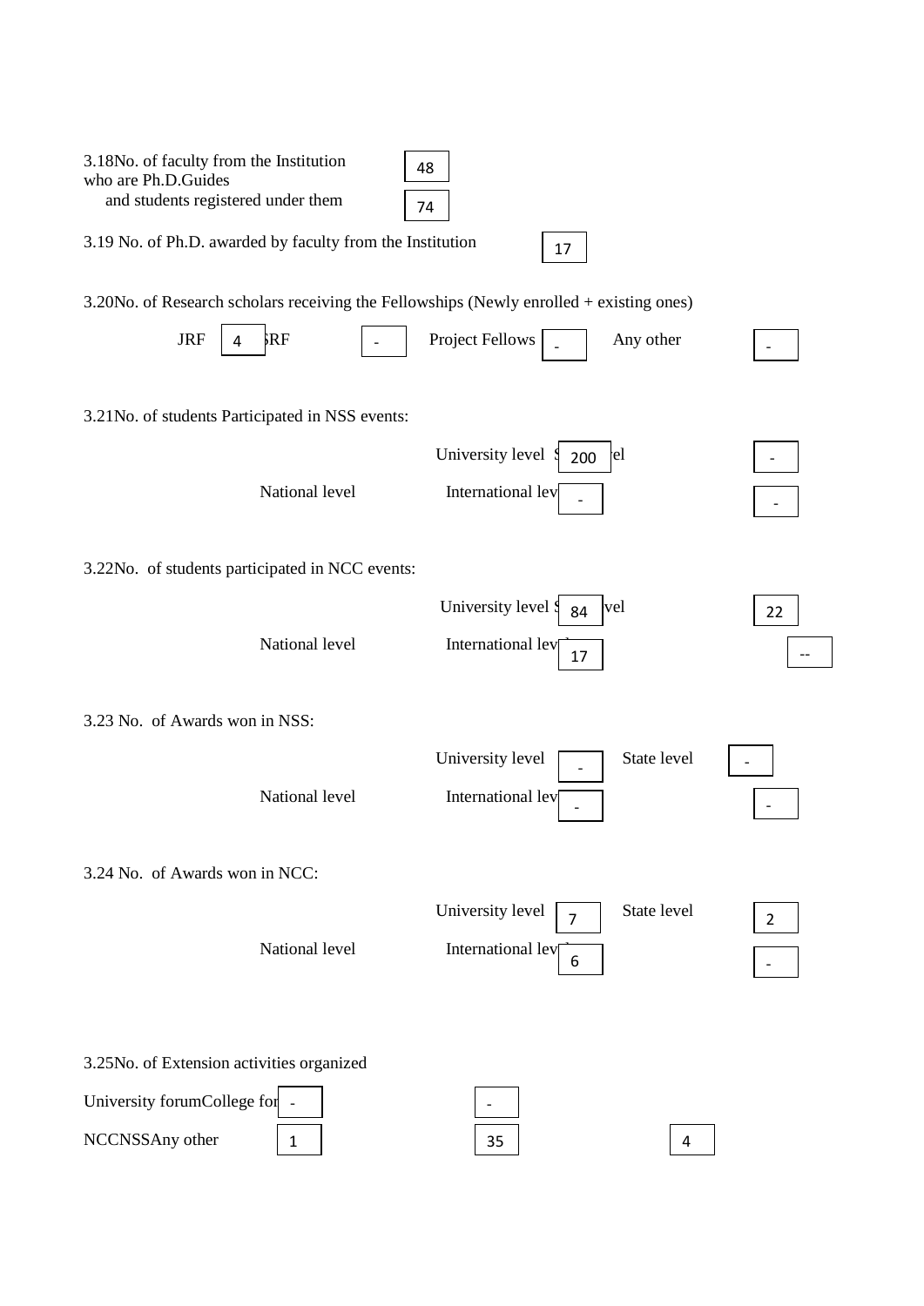3.18 No. of faculty from the Institution who are Ph.D. Guides: 48

and students registered under them: 74

3.19 No. of Ph.D. awarded by faculty from the Institution: 17

3.20 No. of Research scholars receiving the Fellowships (Newly enrolled + existing ones)

| JRF | SRF | Project Fellows | Any other |
|---|---|---|---|
| 4 | - | - | - |

3.21 No. of students Participated in NSS events:

| University level | State level |
|---|---|
| 200 | - |

| National level | International level |
|---|---|
| - | - |

3.22 No. of students participated in NCC events:

| University level | State level |
|---|---|
| 84 | 22 |

| National level | International level |
|---|---|
| 17 | -- |

3.23 No. of Awards won in NSS:

| University level | State level |
|---|---|
| - | - |

| National level | International level |
|---|---|
| - | - |

3.24 No. of Awards won in NCC:

| University level | State level |
|---|---|
| 7 | 2 |

| National level | International level |
|---|---|
| 6 | - |

3.25 No. of Extension activities organized

| University forum | College forum |
|---|---|
| - | - |

| NCC | NSS | Any other |
|---|---|---|
| 1 | 35 | 4 |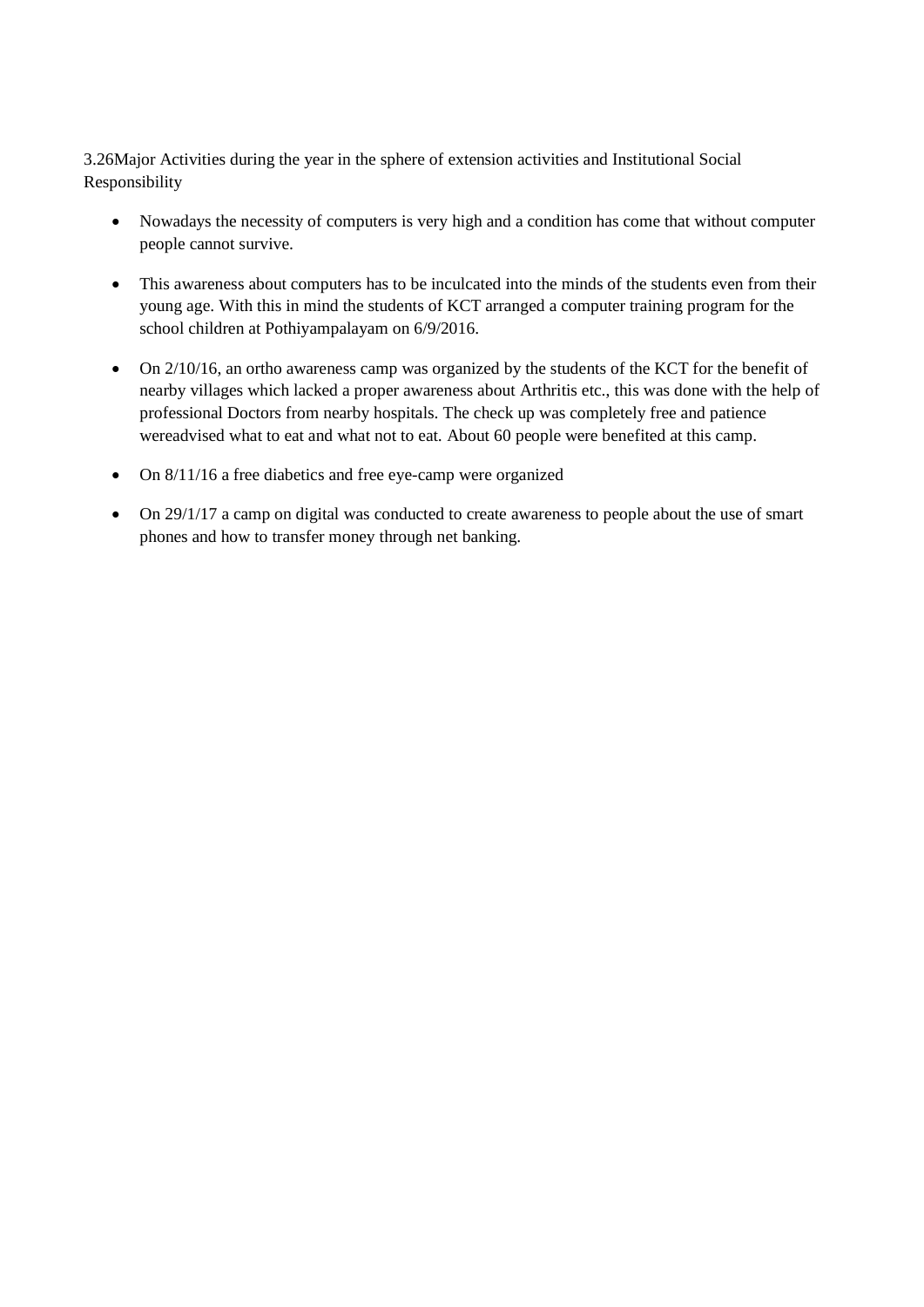3.26Major Activities during the year in the sphere of extension activities and Institutional Social Responsibility

- Nowadays the necessity of computers is very high and a condition has come that without computer people cannot survive.
- This awareness about computers has to be inculcated into the minds of the students even from their young age. With this in mind the students of KCT arranged a computer training program for the school children at Pothiyampalayam on 6/9/2016.
- On 2/10/16, an ortho awareness camp was organized by the students of the KCT for the benefit of nearby villages which lacked a proper awareness about Arthritis etc., this was done with the help of professional Doctors from nearby hospitals. The check up was completely free and patience wereadvised what to eat and what not to eat. About 60 people were benefited at this camp.
- On 8/11/16 a free diabetics and free eye-camp were organized
- On 29/1/17 a camp on digital was conducted to create awareness to people about the use of smart phones and how to transfer money through net banking.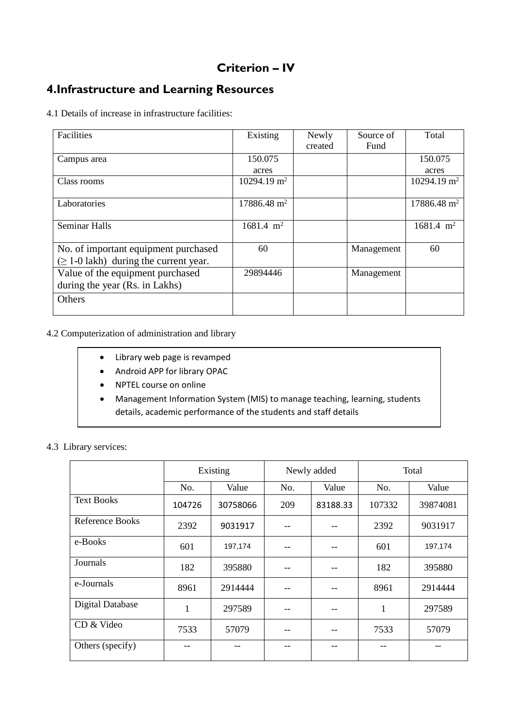# Criterion – IV

## 4.Infrastructure and Learning Resources

4.1 Details of increase in infrastructure facilities:

| Facilities | Existing | Newly created | Source of Fund | Total |
|---|---|---|---|---|
| Campus area | 150.075 acres | | | 150.075 acres |
| Class rooms | 10294.19 $m^2$ | | | 10294.19 $m^2$ |
| Laboratories | 17886.48 $m^2$ | | | 17886.48 $m^2$ |
| Seminar Halls | 1681.4 $m^2$ | | | 1681.4 $m^2$ |
| No. of important equipment purchased ($\geq$ 1-0 lakh) during the current year. | 60 | | Management | 60 |
| Value of the equipment purchased during the year (Rs. in Lakhs) | 29894446 | | Management | |
| Others | | | | |

4.2 Computerization of administration and library

- Library web page is revamped
- Android APP for library OPAC
- NPTEL course on online
- Management Information System (MIS) to manage teaching, learning, students details, academic performance of the students and staff details

4.3 Library services:

| | Existing | | Newly added | | Total | |
|---|---|---|---|---|---|---|
| | No. | Value | No. | Value | No. | Value |
| Text Books | 104726 | 30758066 | 209 | 83188.33 | 107332 | 39874081 |
| Reference Books | 2392 | 9031917 | -- | -- | 2392 | 9031917 |
| e-Books | 601 | 197,174 | -- | -- | 601 | 197,174 |
| Journals | 182 | 395880 | -- | -- | 182 | 395880 |
| e-Journals | 8961 | 2914444 | -- | -- | 8961 | 2914444 |
| Digital Database | 1 | 297589 | -- | -- | 1 | 297589 |
| CD & Video | 7533 | 57079 | -- | -- | 7533 | 57079 |
| Others (specify) | -- | -- | -- | -- | -- | -- |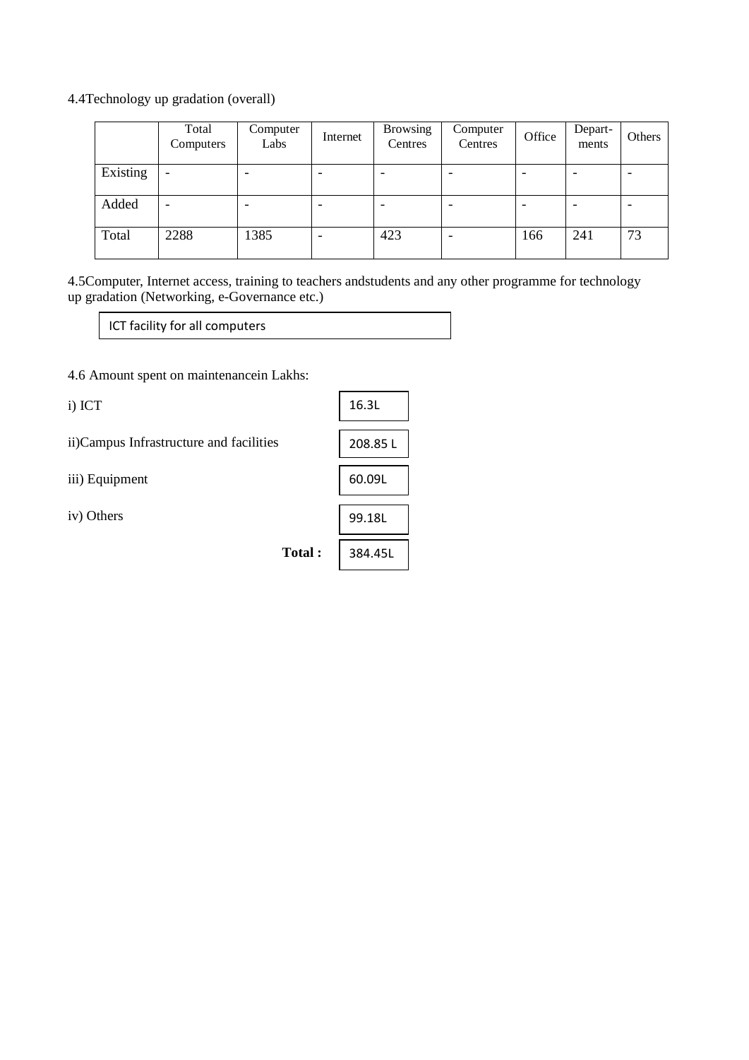4.4Technology up gradation (overall)

| | Total Computers | Computer Labs | Internet | Browsing Centres | Computer Centres | Office | Depart-ments | Others |
|---|---|---|---|---|---|---|---|---|
| Existing | - | - | - | - | - | - | - | - |
| Added | - | - | - | - | - | - | - | - |
| Total | 2288 | 1385 | - | 423 | - | 166 | 241 | 73 |

4.5Computer, Internet access, training to teachers andstudents and any other programme for technology up gradation (Networking, e-Governance etc.)

ICT facility for all computers

4.6 Amount spent on maintenancein Lakhs:

| | |
|---|---|
| i) ICT | 16.3L |
| ii)Campus Infrastructure and facilities | 208.85 L |
| iii) Equipment | 60.09L |
| iv) Others | 99.18L |
| **Total :** | 384.45L |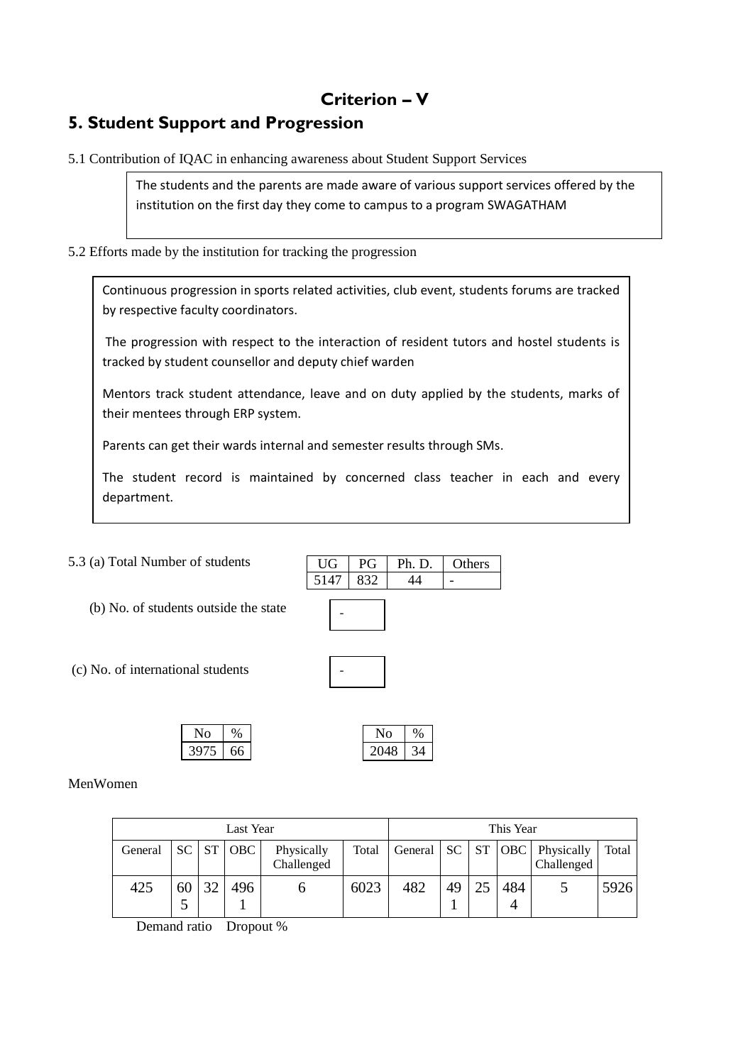# Criterion – V

## 5. Student Support and Progression

5.1 Contribution of IQAC in enhancing awareness about Student Support Services

> The students and the parents are made aware of various support services offered by the institution on the first day they come to campus to a program SWAGATHAM

5.2 Efforts made by the institution for tracking the progression

> Continuous progression in sports related activities, club event, students forums are tracked by respective faculty coordinators.
>
> The progression with respect to the interaction of resident tutors and hostel students is tracked by student counsellor and deputy chief warden
>
> Mentors track student attendance, leave and on duty applied by the students, marks of their mentees through ERP system.
>
> Parents can get their wards internal and semester results through SMs.
>
> The student record is maintained by concerned class teacher in each and every department.

5.3 (a) Total Number of students

| UG | PG | Ph. D. | Others |
|---|---|---|---|
| 5147 | 832 | 44 | - |

(b) No. of students outside the state: -

(c) No. of international students: -

| No | % |
|---|---|
| 3975 | 66 |

| No | % |
|---|---|
| 2048 | 34 |

MenWomen

| Last Year | | | | | | This Year | | | | | |
|---|---|---|---|---|---|---|---|---|---|---|---|
| General | SC | ST | OBC | Physically Challenged | Total | General | SC | ST | OBC | Physically Challenged | Total |
| 425 | 605 | 32 | 4961 | 6 | 6023 | 482 | 491 | 25 | 4844 | 5 | 5926 |

Demand ratio Dropout %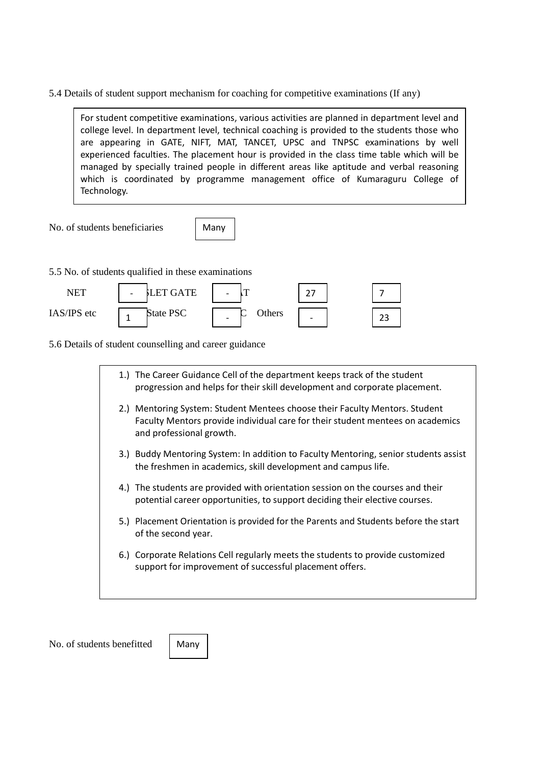5.4 Details of student support mechanism for coaching for competitive examinations (If any)

For student competitive examinations, various activities are planned in department level and college level. In department level, technical coaching is provided to the students those who are appearing in GATE, NIFT, MAT, TANCET, UPSC and TNPSC examinations by well experienced faculties. The placement hour is provided in the class time table which will be managed by specially trained people in different areas like aptitude and verbal reasoning which is coordinated by programme management office of Kumaraguru College of Technology.

No. of students beneficiaries: Many

5.5 No. of students qualified in these examinations

| | | | | | | | |
|---|---|---|---|---|---|---|---|
| NET | - | SLET GATE | - | AT | 27 | | 7 |
| IAS/IPS etc | 1 | State PSC | - | C Others | - | | 23 |

5.6 Details of student counselling and career guidance

1.) The Career Guidance Cell of the department keeps track of the student progression and helps for their skill development and corporate placement.
2.) Mentoring System: Student Mentees choose their Faculty Mentors. Student Faculty Mentors provide individual care for their student mentees on academics and professional growth.
3.) Buddy Mentoring System: In addition to Faculty Mentoring, senior students assist the freshmen in academics, skill development and campus life.
4.) The students are provided with orientation session on the courses and their potential career opportunities, to support deciding their elective courses.
5.) Placement Orientation is provided for the Parents and Students before the start of the second year.
6.) Corporate Relations Cell regularly meets the students to provide customized support for improvement of successful placement offers.

No. of students benefitted: Many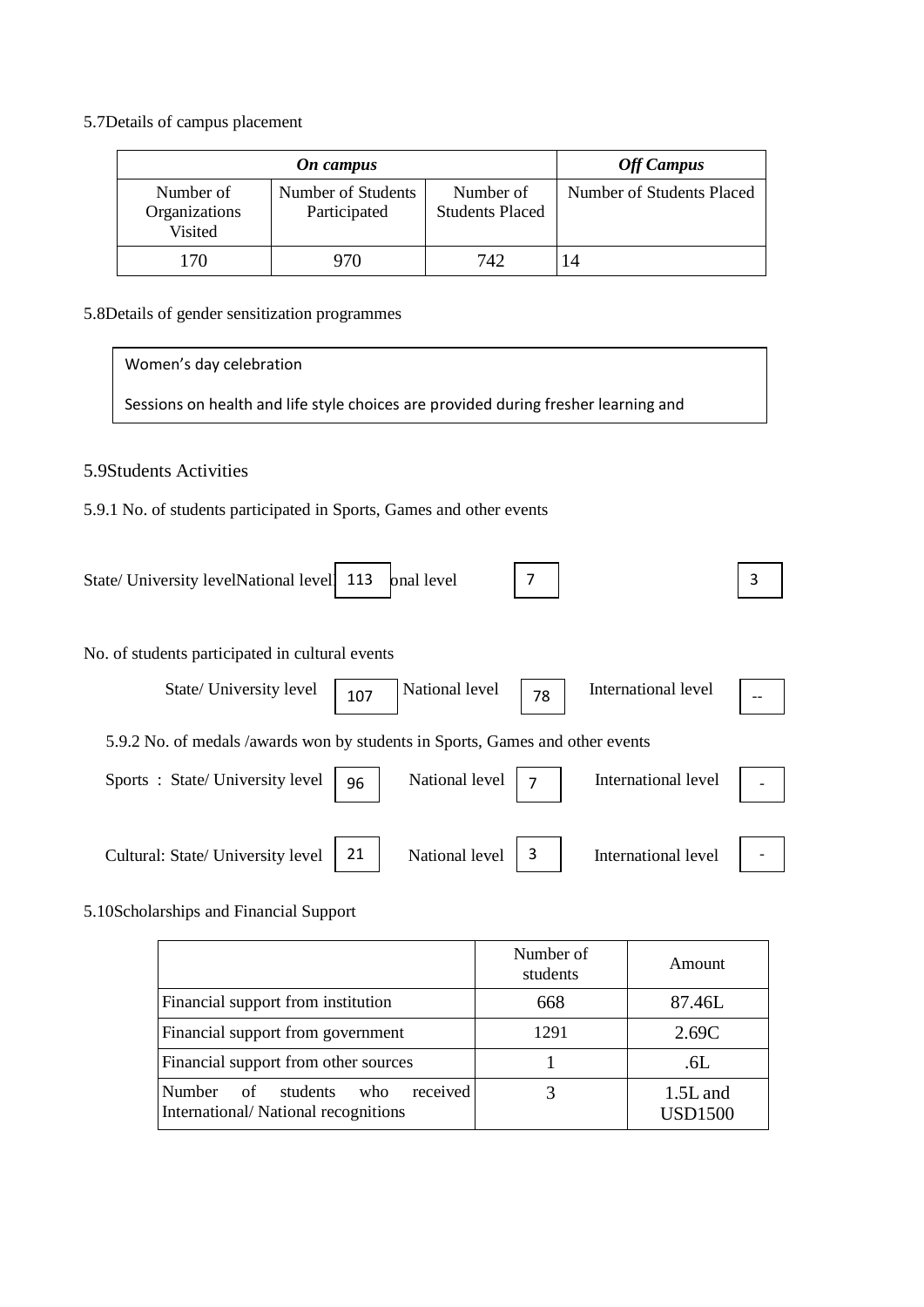5.7Details of campus placement

| *On campus* | | | *Off Campus* |
|---|---|---|---|
| Number of Organizations Visited | Number of Students Participated | Number of Students Placed | Number of Students Placed |
| 170 | 970 | 742 | 14 |

5.8Details of gender sensitization programmes

Women's day celebration

Sessions on health and life style choices are provided during fresher learning and

5.9Students Activities

5.9.1 No. of students participated in Sports, Games and other events

State/ University levelNational level 113 onal level 7 3

No. of students participated in cultural events

State/ University level 107 National level 78 International level --

5.9.2 No. of medals /awards won by students in Sports, Games and other events

Sports : State/ University level 96 National level 7 International level -

Cultural: State/ University level 21 National level 3 International level -

5.10Scholarships and Financial Support

| | Number of students | Amount |
|---|---|---|
| Financial support from institution | 668 | 87.46L |
| Financial support from government | 1291 | 2.69C |
| Financial support from other sources | 1 | .6L |
| Number of students who received International/ National recognitions | 3 | 1.5L and USD1500 |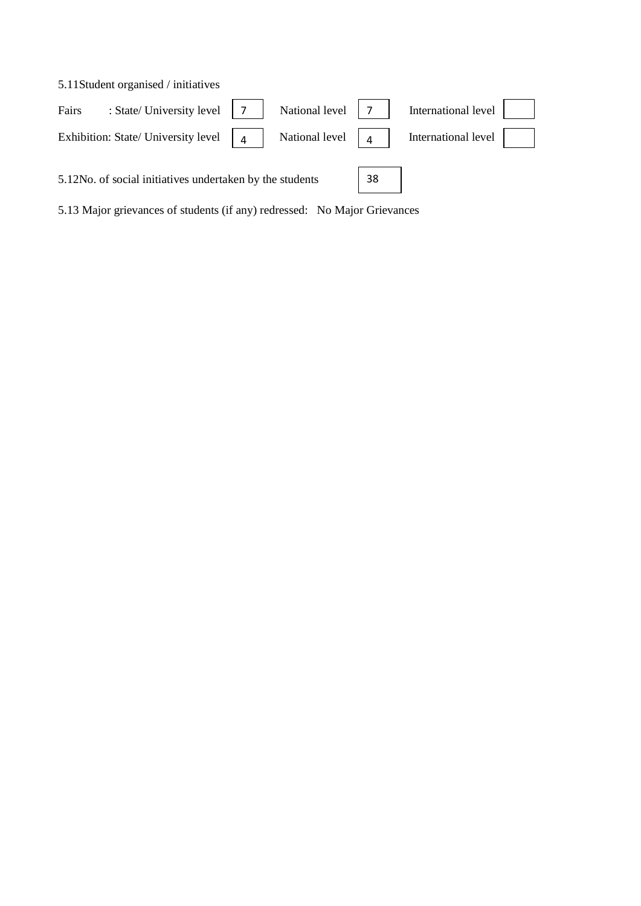5.11Student organised / initiatives

| | State/ University level | National level | International level |
|---|---|---|---|
| Fairs | 7 | 7 | |
| Exhibition | 4 | 4 | |

5.12No. of social initiatives undertaken by the students: 38

5.13 Major grievances of students (if any) redressed: No Major Grievances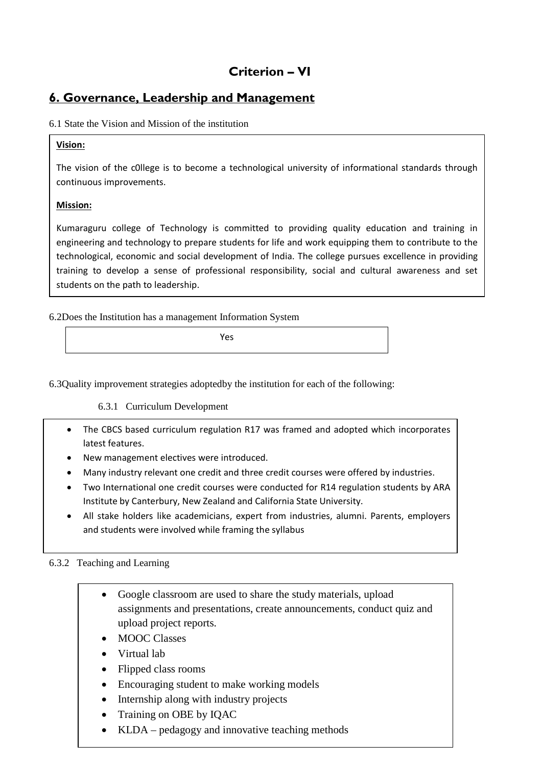# Criterion – VI

## 6. Governance, Leadership and Management

6.1 State the Vision and Mission of the institution

**Vision:**

The vision of the c0llege is to become a technological university of informational standards through continuous improvements.

**Mission:**

Kumaraguru college of Technology is committed to providing quality education and training in engineering and technology to prepare students for life and work equipping them to contribute to the technological, economic and social development of India. The college pursues excellence in providing training to develop a sense of professional responsibility, social and cultural awareness and set students on the path to leadership.

6.2Does the Institution has a management Information System

Yes

6.3Quality improvement strategies adoptedby the institution for each of the following:

6.3.1 Curriculum Development

- The CBCS based curriculum regulation R17 was framed and adopted which incorporates latest features.
- New management electives were introduced.
- Many industry relevant one credit and three credit courses were offered by industries.
- Two International one credit courses were conducted for R14 regulation students by ARA Institute by Canterbury, New Zealand and California State University.
- All stake holders like academicians, expert from industries, alumni. Parents, employers and students were involved while framing the syllabus

6.3.2 Teaching and Learning

- Google classroom are used to share the study materials, upload assignments and presentations, create announcements, conduct quiz and upload project reports.
- MOOC Classes
- Virtual lab
- Flipped class rooms
- Encouraging student to make working models
- Internship along with industry projects
- Training on OBE by IQAC
- KLDA – pedagogy and innovative teaching methods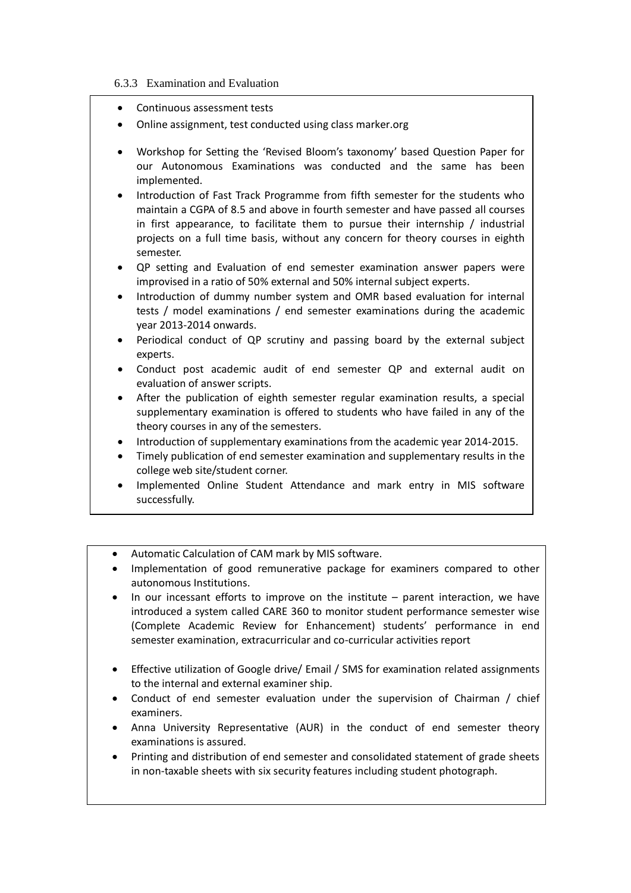### 6.3.3 Examination and Evaluation

- Continuous assessment tests
- Online assignment, test conducted using class marker.org
- Workshop for Setting the 'Revised Bloom's taxonomy' based Question Paper for our Autonomous Examinations was conducted and the same has been implemented.
- Introduction of Fast Track Programme from fifth semester for the students who maintain a CGPA of 8.5 and above in fourth semester and have passed all courses in first appearance, to facilitate them to pursue their internship / industrial projects on a full time basis, without any concern for theory courses in eighth semester.
- QP setting and Evaluation of end semester examination answer papers were improvised in a ratio of 50% external and 50% internal subject experts.
- Introduction of dummy number system and OMR based evaluation for internal tests / model examinations / end semester examinations during the academic year 2013-2014 onwards.
- Periodical conduct of QP scrutiny and passing board by the external subject experts.
- Conduct post academic audit of end semester QP and external audit on evaluation of answer scripts.
- After the publication of eighth semester regular examination results, a special supplementary examination is offered to students who have failed in any of the theory courses in any of the semesters.
- Introduction of supplementary examinations from the academic year 2014-2015.
- Timely publication of end semester examination and supplementary results in the college web site/student corner.
- Implemented Online Student Attendance and mark entry in MIS software successfully.

- Automatic Calculation of CAM mark by MIS software.
- Implementation of good remunerative package for examiners compared to other autonomous Institutions.
- In our incessant efforts to improve on the institute – parent interaction, we have introduced a system called CARE 360 to monitor student performance semester wise (Complete Academic Review for Enhancement) students' performance in end semester examination, extracurricular and co-curricular activities report
- Effective utilization of Google drive/ Email / SMS for examination related assignments to the internal and external examiner ship.
- Conduct of end semester evaluation under the supervision of Chairman / chief examiners.
- Anna University Representative (AUR) in the conduct of end semester theory examinations is assured.
- Printing and distribution of end semester and consolidated statement of grade sheets in non-taxable sheets with six security features including student photograph.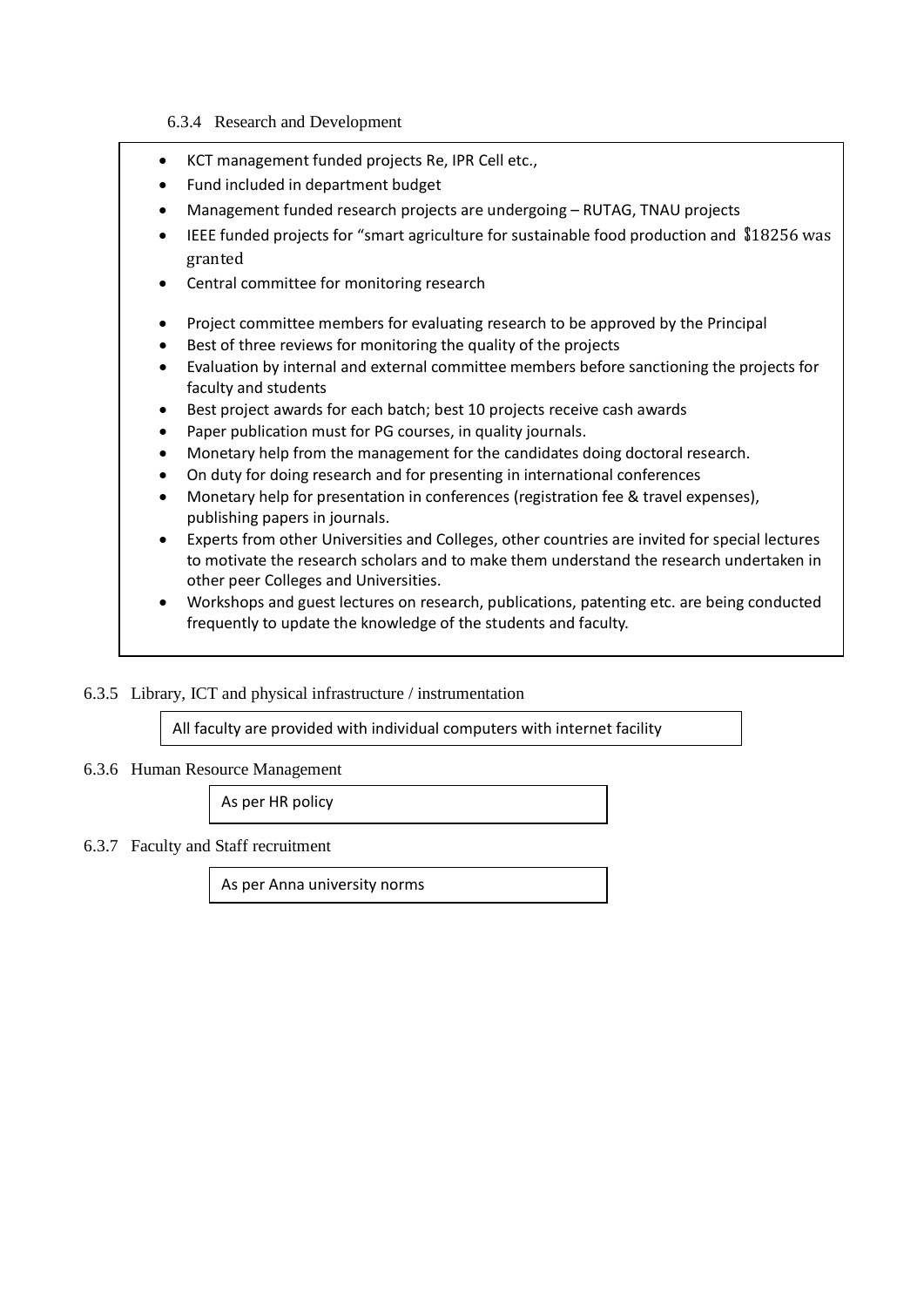6.3.4 Research and Development

- KCT management funded projects Re, IPR Cell etc.,
- Fund included in department budget
- Management funded research projects are undergoing – RUTAG, TNAU projects
- IEEE funded projects for "smart agriculture for sustainable food production and $18256 was granted
- Central committee for monitoring research
- Project committee members for evaluating research to be approved by the Principal
- Best of three reviews for monitoring the quality of the projects
- Evaluation by internal and external committee members before sanctioning the projects for faculty and students
- Best project awards for each batch; best 10 projects receive cash awards
- Paper publication must for PG courses, in quality journals.
- Monetary help from the management for the candidates doing doctoral research.
- On duty for doing research and for presenting in international conferences
- Monetary help for presentation in conferences (registration fee & travel expenses), publishing papers in journals.
- Experts from other Universities and Colleges, other countries are invited for special lectures to motivate the research scholars and to make them understand the research undertaken in other peer Colleges and Universities.
- Workshops and guest lectures on research, publications, patenting etc. are being conducted frequently to update the knowledge of the students and faculty.

6.3.5 Library, ICT and physical infrastructure / instrumentation

All faculty are provided with individual computers with internet facility

6.3.6 Human Resource Management

As per HR policy

6.3.7 Faculty and Staff recruitment

As per Anna university norms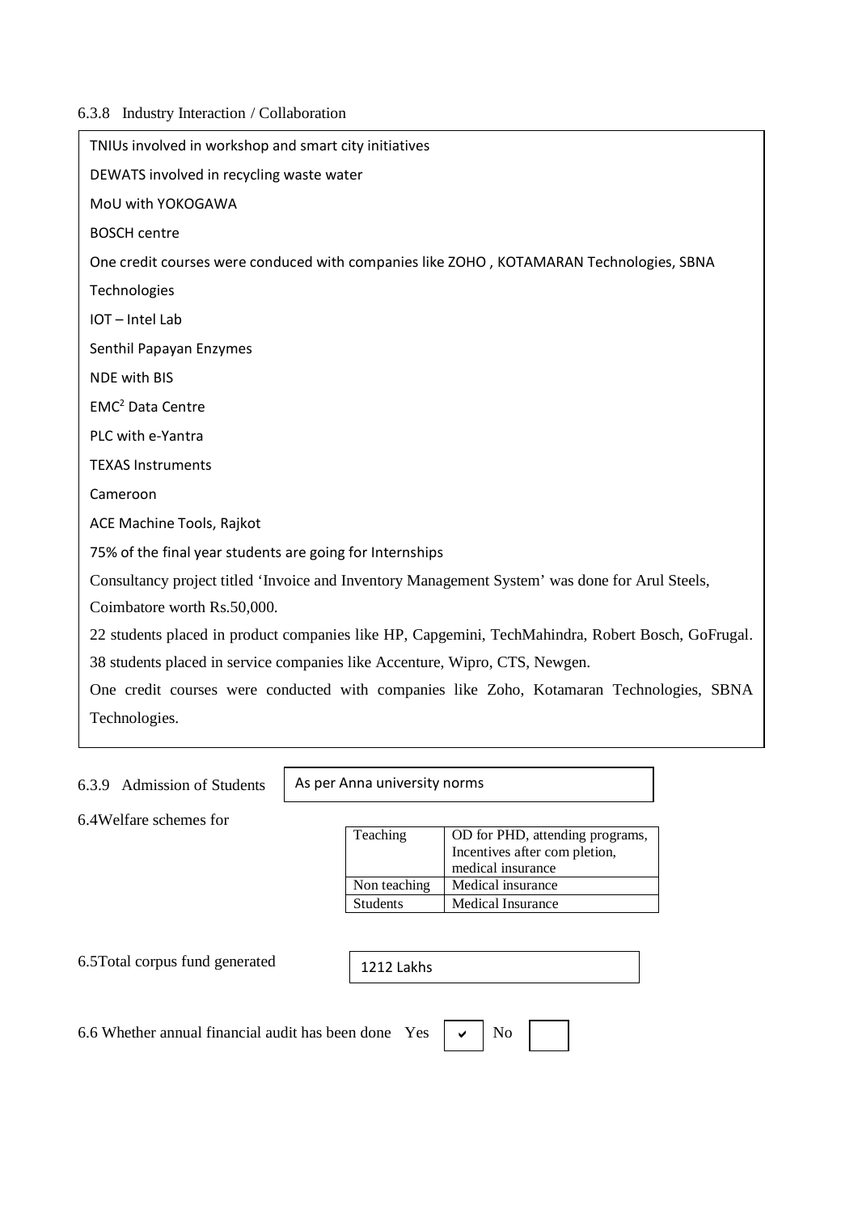6.3.8 Industry Interaction / Collaboration

TNIUs involved in workshop and smart city initiatives

DEWATS involved in recycling waste water

MoU with YOKOGAWA

BOSCH centre

One credit courses were conduced with companies like ZOHO , KOTAMARAN Technologies, SBNA Technologies

IOT – Intel Lab

Senthil Papayan Enzymes

NDE with BIS

$EMC^2$ Data Centre

PLC with e-Yantra

TEXAS Instruments

Cameroon

ACE Machine Tools, Rajkot

75% of the final year students are going for Internships

Consultancy project titled 'Invoice and Inventory Management System' was done for Arul Steels, Coimbatore worth Rs.50,000.

22 students placed in product companies like HP, Capgemini, TechMahindra, Robert Bosch, GoFrugal.

38 students placed in service companies like Accenture, Wipro, CTS, Newgen.

One credit courses were conducted with companies like Zoho, Kotamaran Technologies, SBNA Technologies.

6.3.9 Admission of Students: As per Anna university norms

6.4 Welfare schemes for

| | |
|---|---|
| Teaching | OD for PHD, attending programs, Incentives after com pletion, medical insurance |
| Non teaching | Medical insurance |
| Students | Medical Insurance |

6.5 Total corpus fund generated: 1212 Lakhs

6.6 Whether annual financial audit has been done Yes ✔ No ☐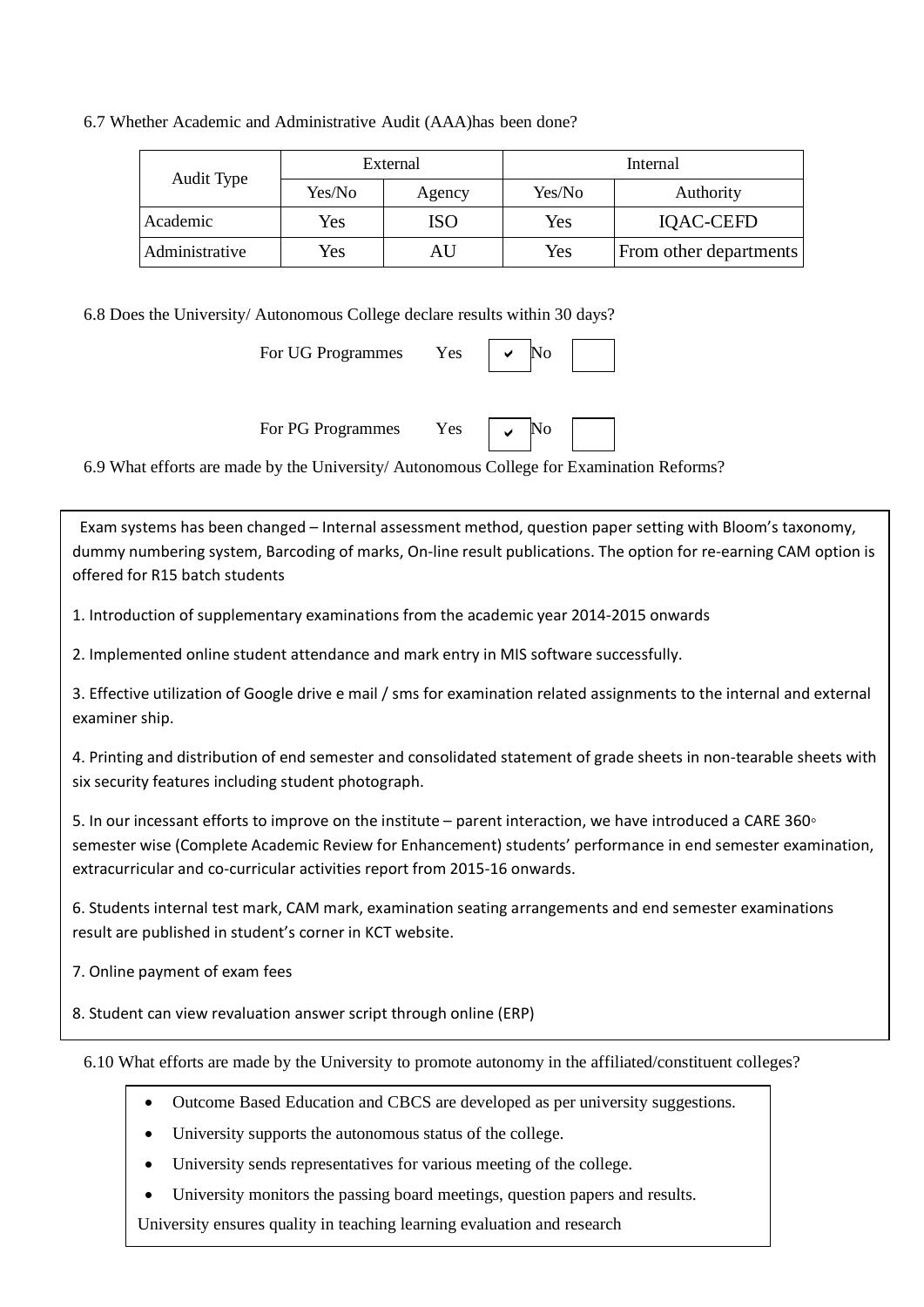6.7 Whether Academic and Administrative Audit (AAA)has been done?

| Audit Type | External | | Internal | |
|---|---|---|---|---|
| | Yes/No | Agency | Yes/No | Authority |
| Academic | Yes | ISO | Yes | IQAC-CEFD |
| Administrative | Yes | AU | Yes | From other departments |

6.8 Does the University/ Autonomous College declare results within 30 days?

For UG Programmes Yes ✔ No

For PG Programmes Yes ✔ No

6.9 What efforts are made by the University/ Autonomous College for Examination Reforms?

Exam systems has been changed – Internal assessment method, question paper setting with Bloom's taxonomy, dummy numbering system, Barcoding of marks, On-line result publications. The option for re-earning CAM option is offered for R15 batch students

1. Introduction of supplementary examinations from the academic year 2014-2015 onwards

2. Implemented online student attendance and mark entry in MIS software successfully.

3. Effective utilization of Google drive e mail / sms for examination related assignments to the internal and external examiner ship.

4. Printing and distribution of end semester and consolidated statement of grade sheets in non-tearable sheets with six security features including student photograph.

5. In our incessant efforts to improve on the institute – parent interaction, we have introduced a CARE 360◦ semester wise (Complete Academic Review for Enhancement) students' performance in end semester examination, extracurricular and co-curricular activities report from 2015-16 onwards.

6. Students internal test mark, CAM mark, examination seating arrangements and end semester examinations result are published in student's corner in KCT website.

7. Online payment of exam fees

8. Student can view revaluation answer script through online (ERP)

6.10 What efforts are made by the University to promote autonomy in the affiliated/constituent colleges?

- Outcome Based Education and CBCS are developed as per university suggestions.
- University supports the autonomous status of the college.
- University sends representatives for various meeting of the college.
- University monitors the passing board meetings, question papers and results.

University ensures quality in teaching learning evaluation and research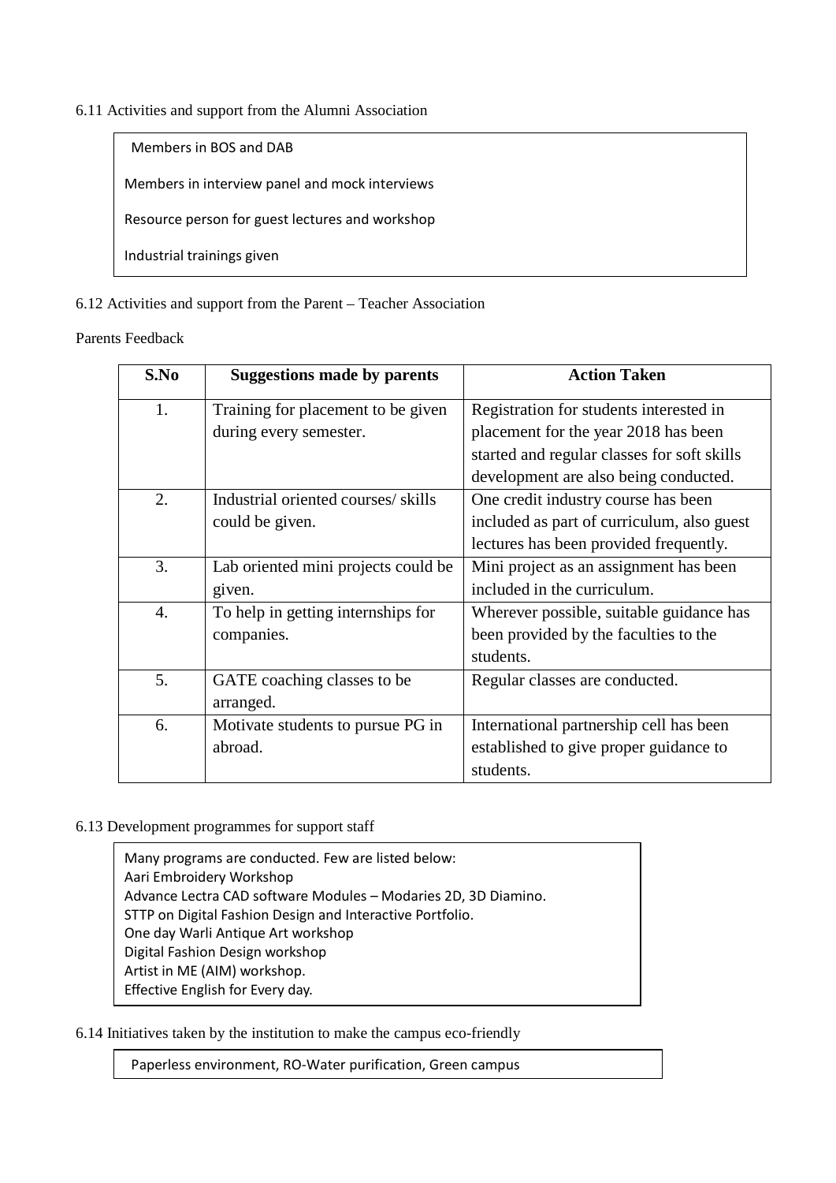6.11 Activities and support from the Alumni Association

Members in BOS and DAB

Members in interview panel and mock interviews

Resource person for guest lectures and workshop

Industrial trainings given

6.12 Activities and support from the Parent – Teacher Association

Parents Feedback

| S.No | Suggestions made by parents | Action Taken |
|---|---|---|
| 1. | Training for placement to be given during every semester. | Registration for students interested in placement for the year 2018 has been started and regular classes for soft skills development are also being conducted. |
| 2. | Industrial oriented courses/ skills could be given. | One credit industry course has been included as part of curriculum, also guest lectures has been provided frequently. |
| 3. | Lab oriented mini projects could be given. | Mini project as an assignment has been included in the curriculum. |
| 4. | To help in getting internships for companies. | Wherever possible, suitable guidance has been provided by the faculties to the students. |
| 5. | GATE coaching classes to be arranged. | Regular classes are conducted. |
| 6. | Motivate students to pursue PG in abroad. | International partnership cell has been established to give proper guidance to students. |

6.13 Development programmes for support staff

Many programs are conducted. Few are listed below:
Aari Embroidery Workshop
Advance Lectra CAD software Modules – Modaries 2D, 3D Diamino.
STTP on Digital Fashion Design and Interactive Portfolio.
One day Warli Antique Art workshop
Digital Fashion Design workshop
Artist in ME (AIM) workshop.
Effective English for Every day.

6.14 Initiatives taken by the institution to make the campus eco-friendly

Paperless environment, RO-Water purification, Green campus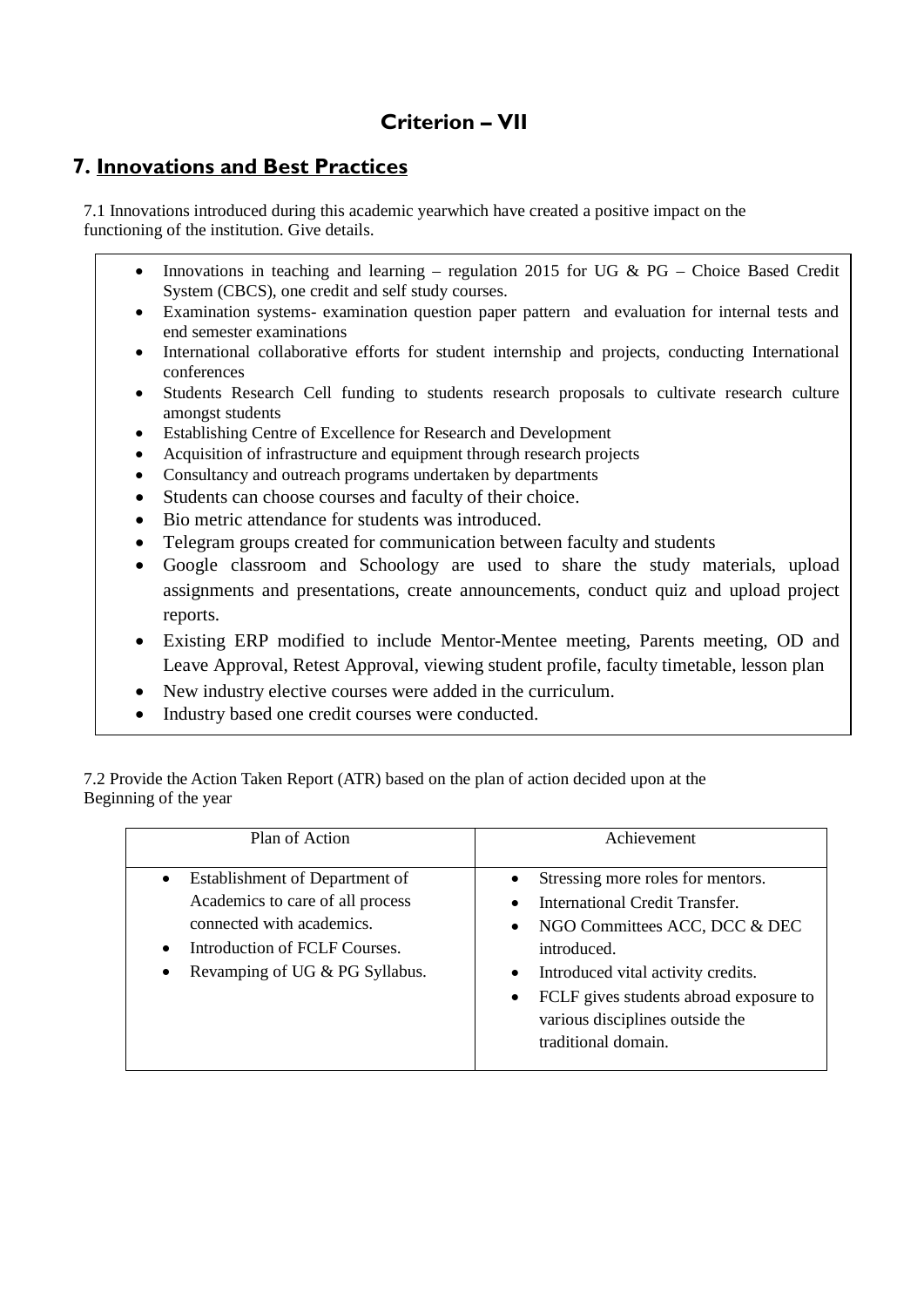# Criterion – VII

## 7. Innovations and Best Practices

7.1 Innovations introduced during this academic yearwhich have created a positive impact on the functioning of the institution. Give details.

- Innovations in teaching and learning – regulation 2015 for UG & PG – Choice Based Credit System (CBCS), one credit and self study courses.
- Examination systems- examination question paper pattern and evaluation for internal tests and end semester examinations
- International collaborative efforts for student internship and projects, conducting International conferences
- Students Research Cell funding to students research proposals to cultivate research culture amongst students
- Establishing Centre of Excellence for Research and Development
- Acquisition of infrastructure and equipment through research projects
- Consultancy and outreach programs undertaken by departments
- Students can choose courses and faculty of their choice.
- Bio metric attendance for students was introduced.
- Telegram groups created for communication between faculty and students
- Google classroom and Schoology are used to share the study materials, upload assignments and presentations, create announcements, conduct quiz and upload project reports.
- Existing ERP modified to include Mentor-Mentee meeting, Parents meeting, OD and Leave Approval, Retest Approval, viewing student profile, faculty timetable, lesson plan
- New industry elective courses were added in the curriculum.
- Industry based one credit courses were conducted.

7.2 Provide the Action Taken Report (ATR) based on the plan of action decided upon at the Beginning of the year

| Plan of Action | Achievement |
|---|---|
| • Establishment of Department of Academics to care of all process connected with academics.<br>• Introduction of FCLF Courses.<br>• Revamping of UG & PG Syllabus. | • Stressing more roles for mentors.<br>• International Credit Transfer.<br>• NGO Committees ACC, DCC & DEC introduced.<br>• Introduced vital activity credits.<br>• FCLF gives students abroad exposure to various disciplines outside the traditional domain. |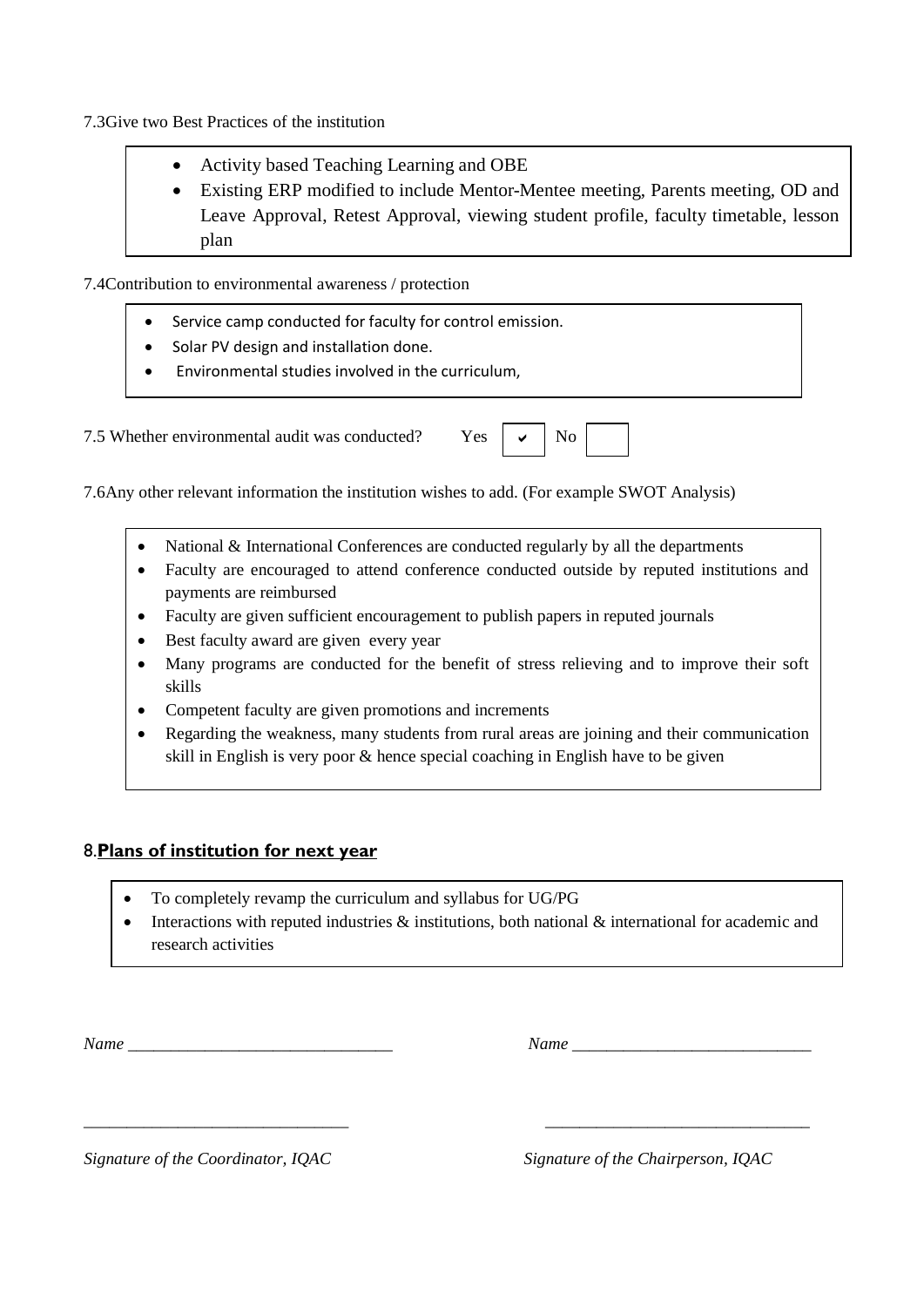7.3Give two Best Practices of the institution

- Activity based Teaching Learning and OBE
- Existing ERP modified to include Mentor-Mentee meeting, Parents meeting, OD and Leave Approval, Retest Approval, viewing student profile, faculty timetable, lesson plan

7.4Contribution to environmental awareness / protection

- Service camp conducted for faculty for control emission.
- Solar PV design and installation done.
- Environmental studies involved in the curriculum,

7.5 Whether environmental audit was conducted? Yes ✔ No ☐

7.6Any other relevant information the institution wishes to add. (For example SWOT Analysis)

- National & International Conferences are conducted regularly by all the departments
- Faculty are encouraged to attend conference conducted outside by reputed institutions and payments are reimbursed
- Faculty are given sufficient encouragement to publish papers in reputed journals
- Best faculty award are given every year
- Many programs are conducted for the benefit of stress relieving and to improve their soft skills
- Competent faculty are given promotions and increments
- Regarding the weakness, many students from rural areas are joining and their communication skill in English is very poor & hence special coaching in English have to be given

## 8.**Plans of institution for next year**

- To completely revamp the curriculum and syllabus for UG/PG
- Interactions with reputed industries & institutions, both national & international for academic and research activities

*Name* _______________________________ *Name* ____________________________

_______________________________ _______________________________

*Signature of the Coordinator, IQAC* *Signature of the Chairperson, IQAC*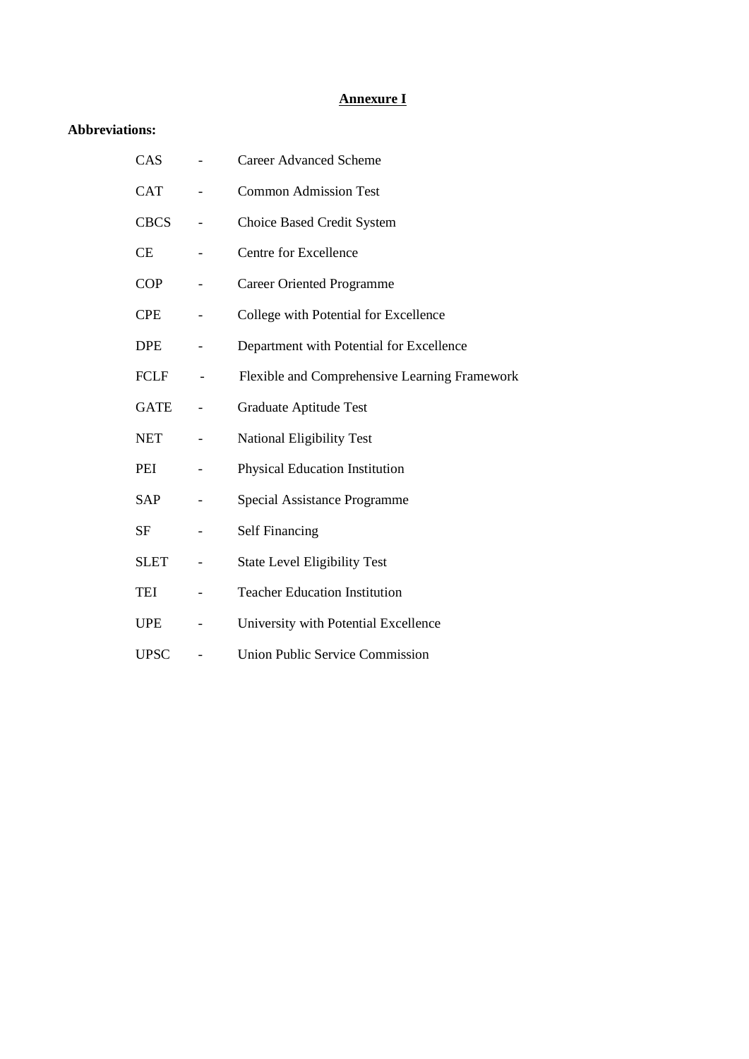## Annexure I

**Abbreviations:**

| | | |
|---|---|---|
| CAS | - | Career Advanced Scheme |
| CAT | - | Common Admission Test |
| CBCS | - | Choice Based Credit System |
| CE | - | Centre for Excellence |
| COP | - | Career Oriented Programme |
| CPE | - | College with Potential for Excellence |
| DPE | - | Department with Potential for Excellence |
| FCLF | - | Flexible and Comprehensive Learning Framework |
| GATE | - | Graduate Aptitude Test |
| NET | - | National Eligibility Test |
| PEI | - | Physical Education Institution |
| SAP | - | Special Assistance Programme |
| SF | - | Self Financing |
| SLET | - | State Level Eligibility Test |
| TEI | - | Teacher Education Institution |
| UPE | - | University with Potential Excellence |
| UPSC | - | Union Public Service Commission |